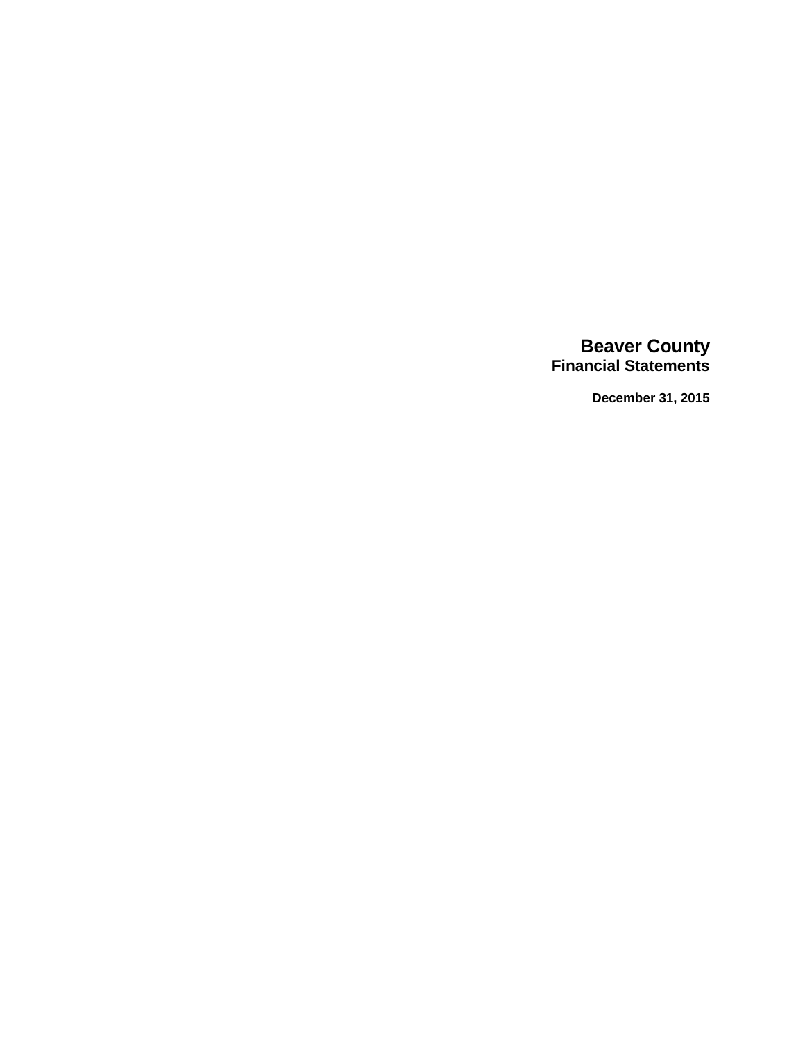# Beaver County

## Financial Statements

**December 31, 2015**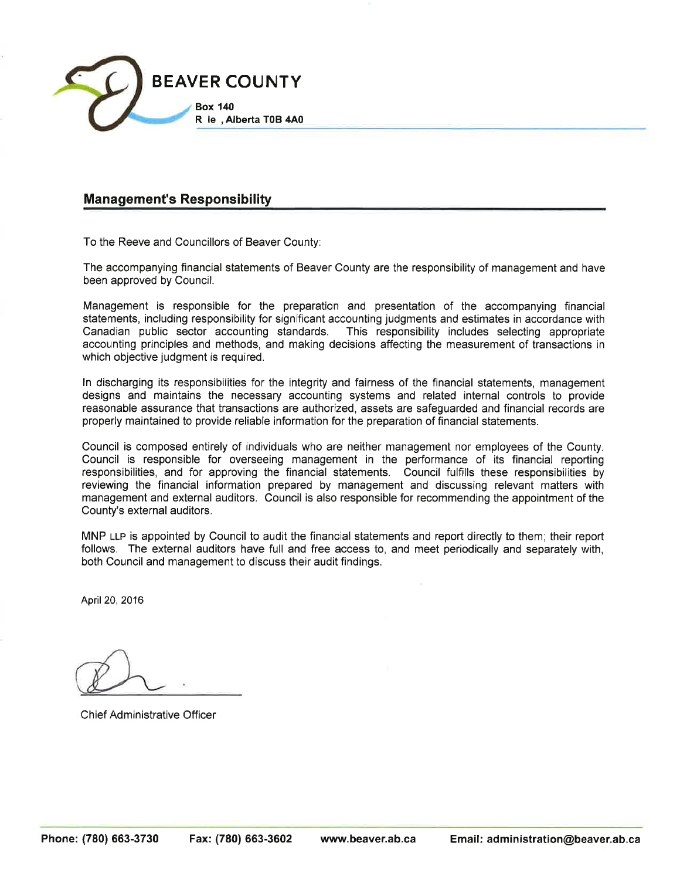BEAVER COUNTY

**Box 140**
**R le , Alberta T0B 4A0**

## Management's Responsibility

To the Reeve and Councillors of Beaver County:

The accompanying financial statements of Beaver County are the responsibility of management and have been approved by Council.

Management is responsible for the preparation and presentation of the accompanying financial statements, including responsibility for significant accounting judgments and estimates in accordance with Canadian public sector accounting standards. This responsibility includes selecting appropriate accounting principles and methods, and making decisions affecting the measurement of transactions in which objective judgment is required.

In discharging its responsibilities for the integrity and fairness of the financial statements, management designs and maintains the necessary accounting systems and related internal controls to provide reasonable assurance that transactions are authorized, assets are safeguarded and financial records are properly maintained to provide reliable information for the preparation of financial statements.

Council is composed entirely of individuals who are neither management nor employees of the County. Council is responsible for overseeing management in the performance of its financial reporting responsibilities, and for approving the financial statements. Council fulfills these responsibilities by reviewing the financial information prepared by management and discussing relevant matters with management and external auditors. Council is also responsible for recommending the appointment of the County's external auditors.

MNP LLP is appointed by Council to audit the financial statements and report directly to them; their report follows. The external auditors have full and free access to, and meet periodically and separately with, both Council and management to discuss their audit findings.

April 20, 2016

Chief Administrative Officer

**Phone: (780) 663-3730** **Fax: (780) 663-3602** **www.beaver.ab.ca** **Email: administration@beaver.ab.ca**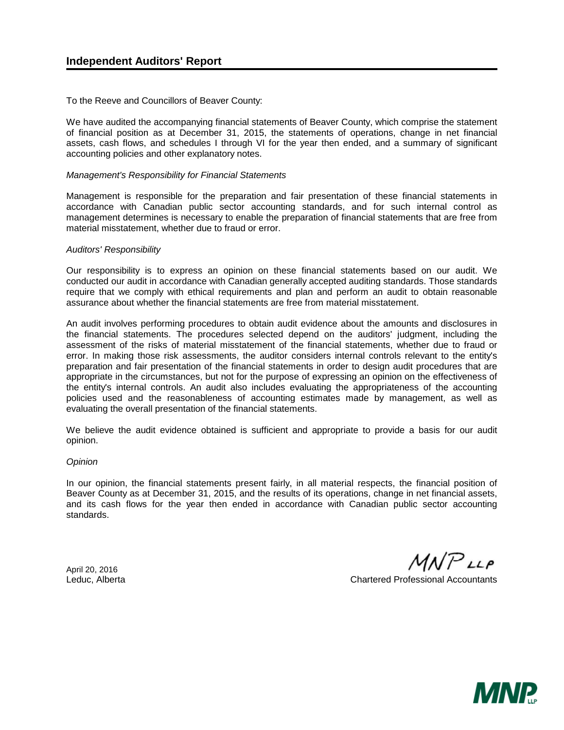## Independent Auditors' Report

To the Reeve and Councillors of Beaver County:

We have audited the accompanying financial statements of Beaver County, which comprise the statement of financial position as at December 31, 2015, the statements of operations, change in net financial assets, cash flows, and schedules I through VI for the year then ended, and a summary of significant accounting policies and other explanatory notes.

*Management's Responsibility for Financial Statements*

Management is responsible for the preparation and fair presentation of these financial statements in accordance with Canadian public sector accounting standards, and for such internal control as management determines is necessary to enable the preparation of financial statements that are free from material misstatement, whether due to fraud or error.

*Auditors' Responsibility*

Our responsibility is to express an opinion on these financial statements based on our audit. We conducted our audit in accordance with Canadian generally accepted auditing standards. Those standards require that we comply with ethical requirements and plan and perform an audit to obtain reasonable assurance about whether the financial statements are free from material misstatement.

An audit involves performing procedures to obtain audit evidence about the amounts and disclosures in the financial statements. The procedures selected depend on the auditors' judgment, including the assessment of the risks of material misstatement of the financial statements, whether due to fraud or error. In making those risk assessments, the auditor considers internal controls relevant to the entity's preparation and fair presentation of the financial statements in order to design audit procedures that are appropriate in the circumstances, but not for the purpose of expressing an opinion on the effectiveness of the entity's internal controls. An audit also includes evaluating the appropriateness of the accounting policies used and the reasonableness of accounting estimates made by management, as well as evaluating the overall presentation of the financial statements.

We believe the audit evidence obtained is sufficient and appropriate to provide a basis for our audit opinion.

*Opinion*

In our opinion, the financial statements present fairly, in all material respects, the financial position of Beaver County as at December 31, 2015, and the results of its operations, change in net financial assets, and its cash flows for the year then ended in accordance with Canadian public sector accounting standards.

April 20, 2016
Leduc, Alberta

MNP LLP
Chartered Professional Accountants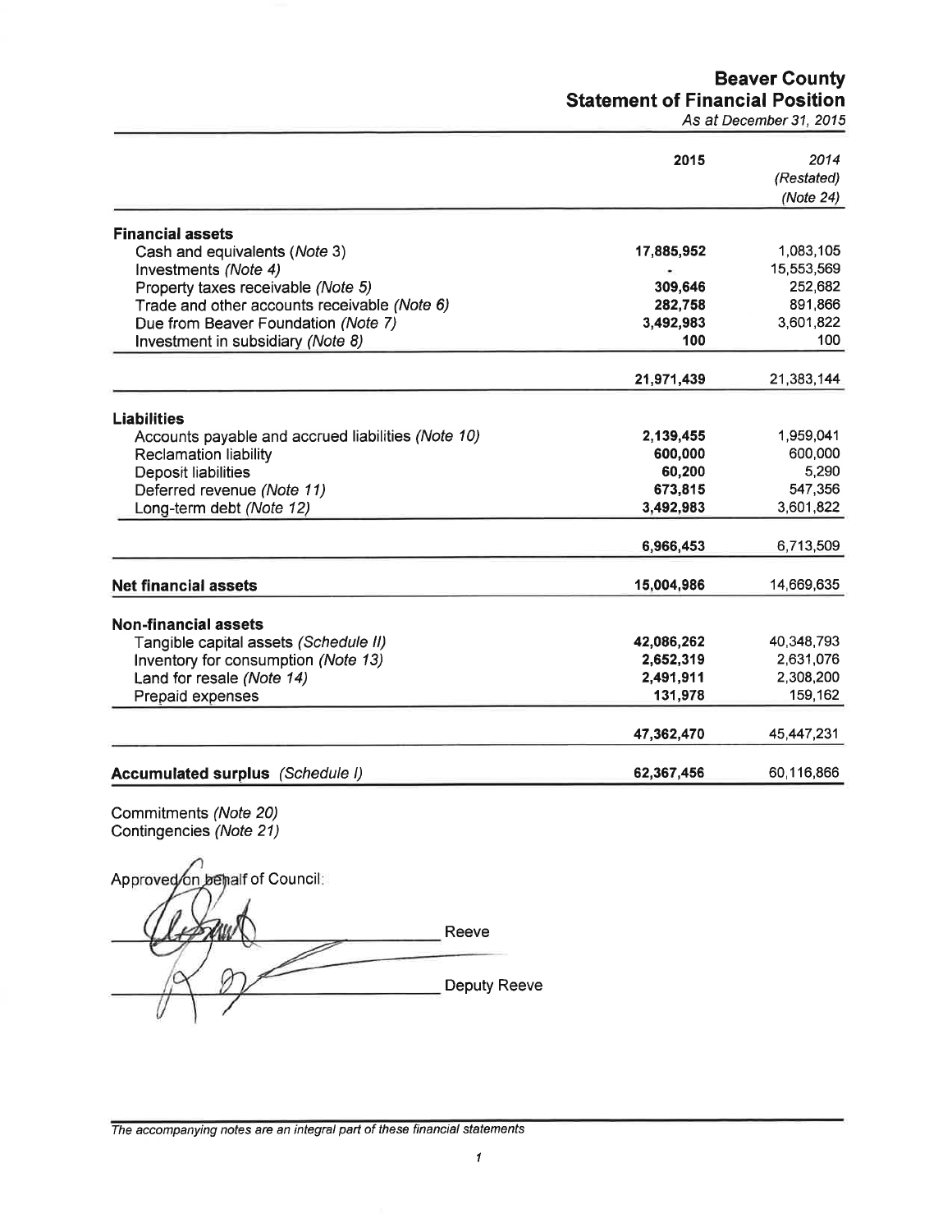# Beaver County
## Statement of Financial Position
*As at December 31, 2015*

| | 2015 | *2014 (Restated) (Note 24)* |
|---|---|---|
| **Financial assets** | | |
| Cash and equivalents (*Note* 3) | **17,885,952** | 1,083,105 |
| Investments *(Note 4)* | **-** | 15,553,569 |
| Property taxes receivable *(Note 5)* | **309,646** | 252,682 |
| Trade and other accounts receivable *(Note 6)* | **282,758** | 891,866 |
| Due from Beaver Foundation *(Note 7)* | **3,492,983** | 3,601,822 |
| Investment in subsidiary *(Note 8)* | **100** | 100 |
| | **21,971,439** | 21,383,144 |
| **Liabilities** | | |
| Accounts payable and accrued liabilities *(Note 10)* | **2,139,455** | 1,959,041 |
| Reclamation liability | **600,000** | 600,000 |
| Deposit liabilities | **60,200** | 5,290 |
| Deferred revenue *(Note 11)* | **673,815** | 547,356 |
| Long-term debt *(Note 12)* | **3,492,983** | 3,601,822 |
| | **6,966,453** | 6,713,509 |
| **Net financial assets** | **15,004,986** | 14,669,635 |
| **Non-financial assets** | | |
| Tangible capital assets *(Schedule II)* | **42,086,262** | 40,348,793 |
| Inventory for consumption *(Note 13)* | **2,652,319** | 2,631,076 |
| Land for resale *(Note 14)* | **2,491,911** | 2,308,200 |
| Prepaid expenses | **131,978** | 159,162 |
| | **47,362,470** | 45,447,231 |
| **Accumulated surplus** *(Schedule I)* | **62,367,456** | 60,116,866 |

Commitments *(Note 20)*
Contingencies *(Note 21)*

Approved on behalf of Council:

\_\_\_\_\_\_\_\_\_\_\_\_\_\_\_\_\_\_\_\_ Reeve

\_\_\_\_\_\_\_\_\_\_\_\_\_\_\_\_\_\_\_\_ Deputy Reeve

*The accompanying notes are an integral part of these financial statements*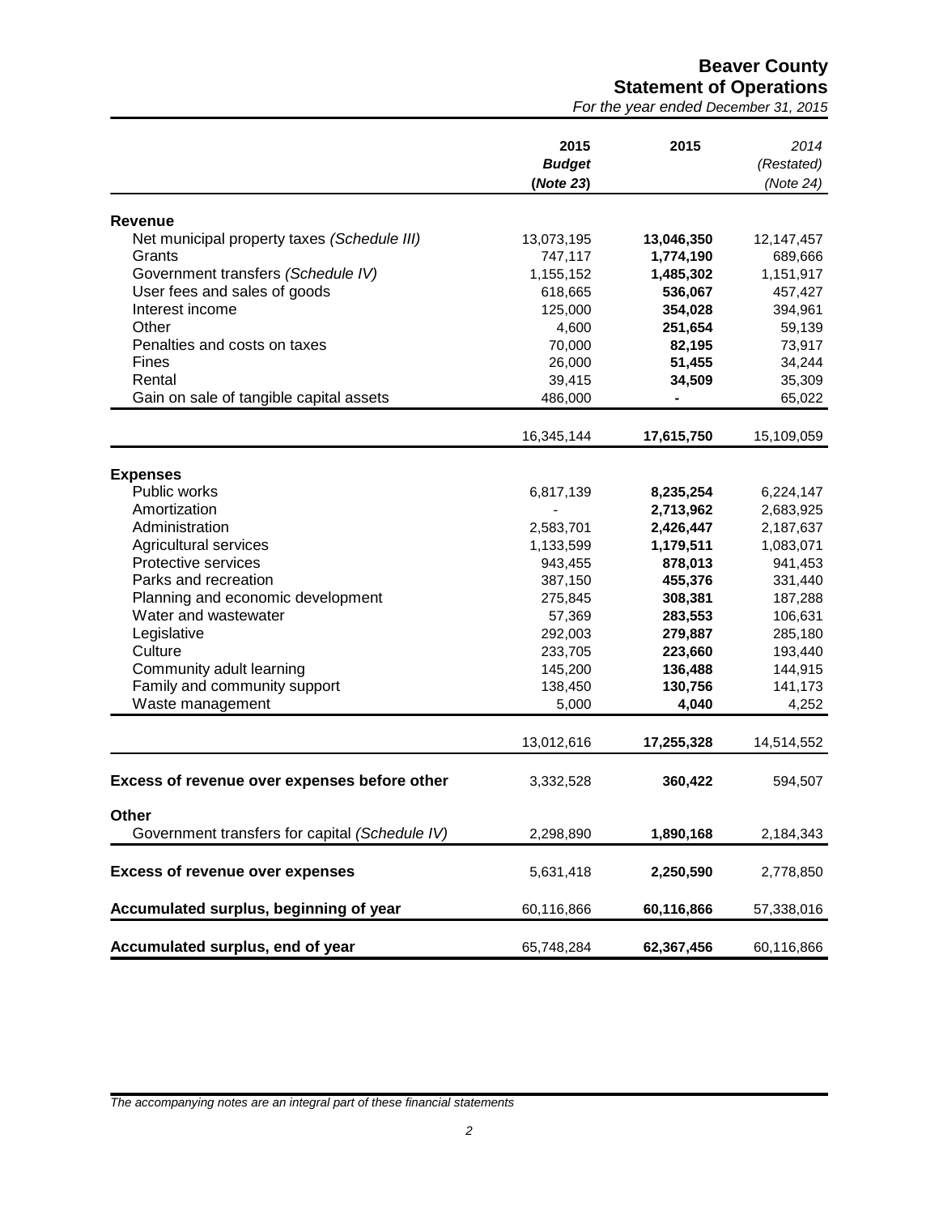# Beaver County
## Statement of Operations
*For the year ended December 31, 2015*

| | 2015 Budget (Note 23) | 2015 | *2014 (Restated) (Note 24)* |
|---|---|---|---|
| **Revenue** | | | |
| Net municipal property taxes *(Schedule III)* | 13,073,195 | **13,046,350** | 12,147,457 |
| Grants | 747,117 | **1,774,190** | 689,666 |
| Government transfers *(Schedule IV)* | 1,155,152 | **1,485,302** | 1,151,917 |
| User fees and sales of goods | 618,665 | **536,067** | 457,427 |
| Interest income | 125,000 | **354,028** | 394,961 |
| Other | 4,600 | **251,654** | 59,139 |
| Penalties and costs on taxes | 70,000 | **82,195** | 73,917 |
| Fines | 26,000 | **51,455** | 34,244 |
| Rental | 39,415 | **34,509** | 35,309 |
| Gain on sale of tangible capital assets | 486,000 | **-** | 65,022 |
| | 16,345,144 | **17,615,750** | 15,109,059 |
| **Expenses** | | | |
| Public works | 6,817,139 | **8,235,254** | 6,224,147 |
| Amortization | - | **2,713,962** | 2,683,925 |
| Administration | 2,583,701 | **2,426,447** | 2,187,637 |
| Agricultural services | 1,133,599 | **1,179,511** | 1,083,071 |
| Protective services | 943,455 | **878,013** | 941,453 |
| Parks and recreation | 387,150 | **455,376** | 331,440 |
| Planning and economic development | 275,845 | **308,381** | 187,288 |
| Water and wastewater | 57,369 | **283,553** | 106,631 |
| Legislative | 292,003 | **279,887** | 285,180 |
| Culture | 233,705 | **223,660** | 193,440 |
| Community adult learning | 145,200 | **136,488** | 144,915 |
| Family and community support | 138,450 | **130,756** | 141,173 |
| Waste management | 5,000 | **4,040** | 4,252 |
| | 13,012,616 | **17,255,328** | 14,514,552 |
| **Excess of revenue over expenses before other** | 3,332,528 | **360,422** | 594,507 |
| **Other** | | | |
| Government transfers for capital *(Schedule IV)* | 2,298,890 | **1,890,168** | 2,184,343 |
| **Excess of revenue over expenses** | 5,631,418 | **2,250,590** | 2,778,850 |
| **Accumulated surplus, beginning of year** | 60,116,866 | **60,116,866** | 57,338,016 |
| **Accumulated surplus, end of year** | 65,748,284 | **62,367,456** | 60,116,866 |

*The accompanying notes are an integral part of these financial statements*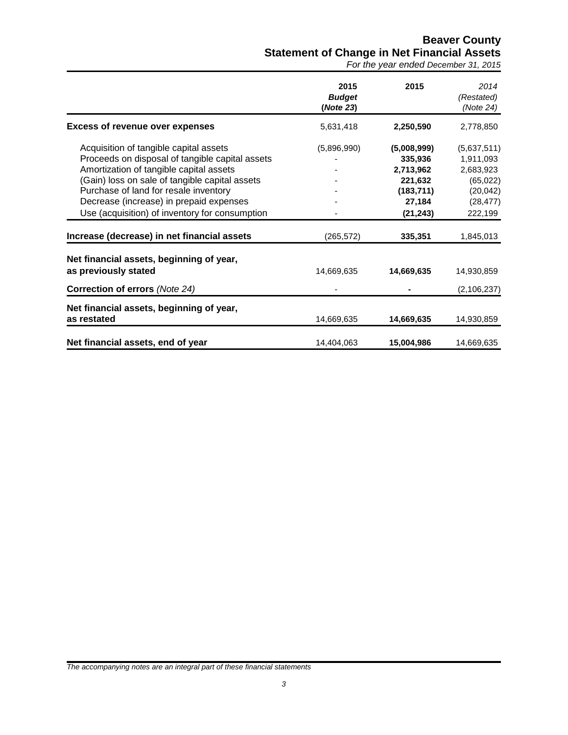# Beaver County

## Statement of Change in Net Financial Assets

*For the year ended December 31, 2015*

| | **2015 *Budget* (*Note 23*)** | **2015** | *2014 (Restated) (Note 24)* |
|---|---|---|---|
| **Excess of revenue over expenses** | 5,631,418 | **2,250,590** | 2,778,850 |
| Acquisition of tangible capital assets | (5,896,990) | **(5,008,999)** | (5,637,511) |
| Proceeds on disposal of tangible capital assets | - | **335,936** | 1,911,093 |
| Amortization of tangible capital assets | - | **2,713,962** | 2,683,923 |
| (Gain) loss on sale of tangible capital assets | - | **221,632** | (65,022) |
| Purchase of land for resale inventory | - | **(183,711)** | (20,042) |
| Decrease (increase) in prepaid expenses | - | **27,184** | (28,477) |
| Use (acquisition) of inventory for consumption | - | **(21,243)** | 222,199 |
| **Increase (decrease) in net financial assets** | (265,572) | **335,351** | 1,845,013 |
| **Net financial assets, beginning of year, as previously stated** | 14,669,635 | **14,669,635** | 14,930,859 |
| **Correction of errors** *(Note 24)* | - | **-** | (2,106,237) |
| **Net financial assets, beginning of year, as restated** | 14,669,635 | **14,669,635** | 14,930,859 |
| **Net financial assets, end of year** | 14,404,063 | **15,004,986** | 14,669,635 |

*The accompanying notes are an integral part of these financial statements*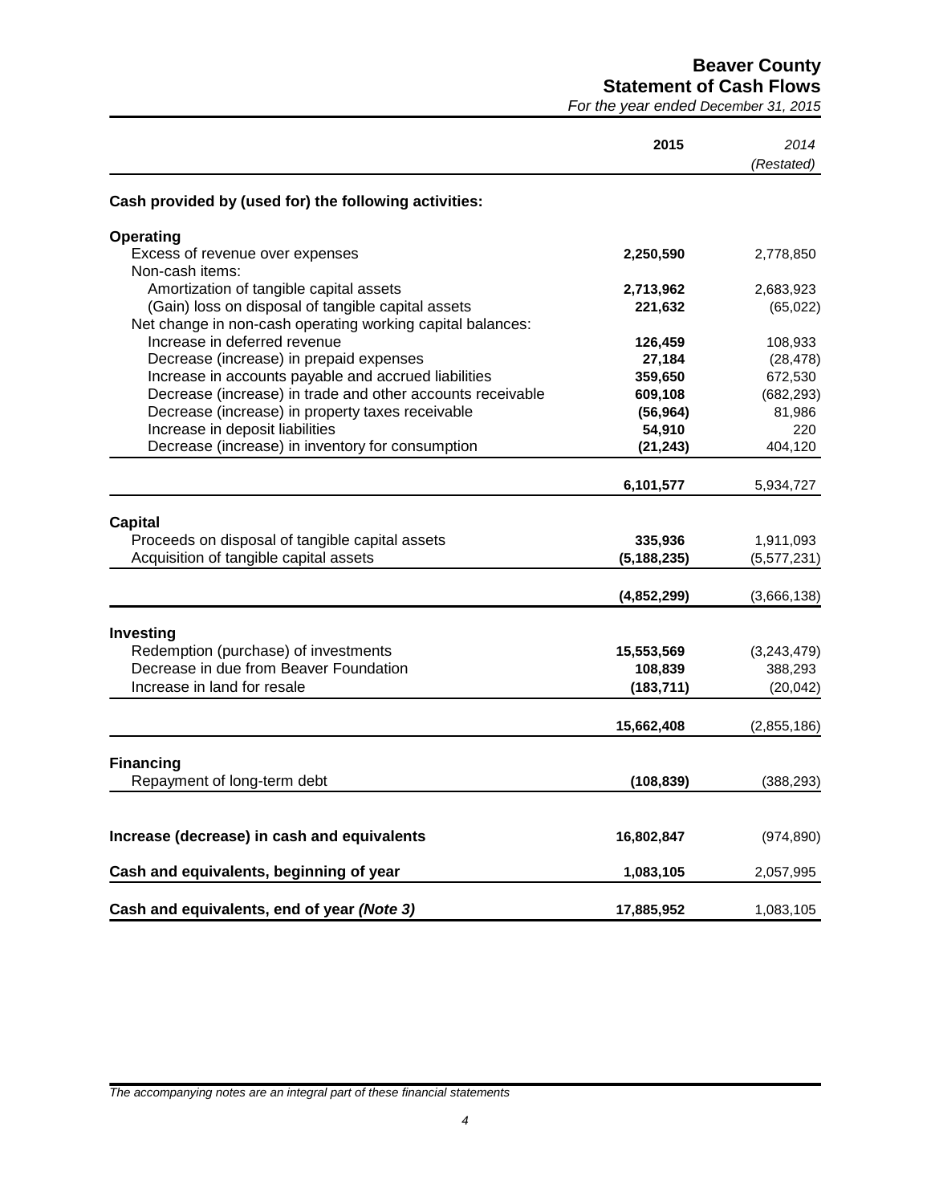# Beaver County
## Statement of Cash Flows
*For the year ended December 31, 2015*

| | 2015 | *2014 (Restated)* |
|---|---|---|
| **Cash provided by (used for) the following activities:** | | |
| **Operating** | | |
| Excess of revenue over expenses | **2,250,590** | 2,778,850 |
| Non-cash items: | | |
| Amortization of tangible capital assets | **2,713,962** | 2,683,923 |
| (Gain) loss on disposal of tangible capital assets | **221,632** | (65,022) |
| Net change in non-cash operating working capital balances: | | |
| Increase in deferred revenue | **126,459** | 108,933 |
| Decrease (increase) in prepaid expenses | **27,184** | (28,478) |
| Increase in accounts payable and accrued liabilities | **359,650** | 672,530 |
| Decrease (increase) in trade and other accounts receivable | **609,108** | (682,293) |
| Decrease (increase) in property taxes receivable | **(56,964)** | 81,986 |
| Increase in deposit liabilities | **54,910** | 220 |
| Decrease (increase) in inventory for consumption | **(21,243)** | 404,120 |
| | **6,101,577** | 5,934,727 |
| **Capital** | | |
| Proceeds on disposal of tangible capital assets | **335,936** | 1,911,093 |
| Acquisition of tangible capital assets | **(5,188,235)** | (5,577,231) |
| | **(4,852,299)** | (3,666,138) |
| **Investing** | | |
| Redemption (purchase) of investments | **15,553,569** | (3,243,479) |
| Decrease in due from Beaver Foundation | **108,839** | 388,293 |
| Increase in land for resale | **(183,711)** | (20,042) |
| | **15,662,408** | (2,855,186) |
| **Financing** | | |
| Repayment of long-term debt | **(108,839)** | (388,293) |
| **Increase (decrease) in cash and equivalents** | **16,802,847** | (974,890) |
| **Cash and equivalents, beginning of year** | **1,083,105** | 2,057,995 |
| **Cash and equivalents, end of year *(Note 3)*** | **17,885,952** | 1,083,105 |

*The accompanying notes are an integral part of these financial statements*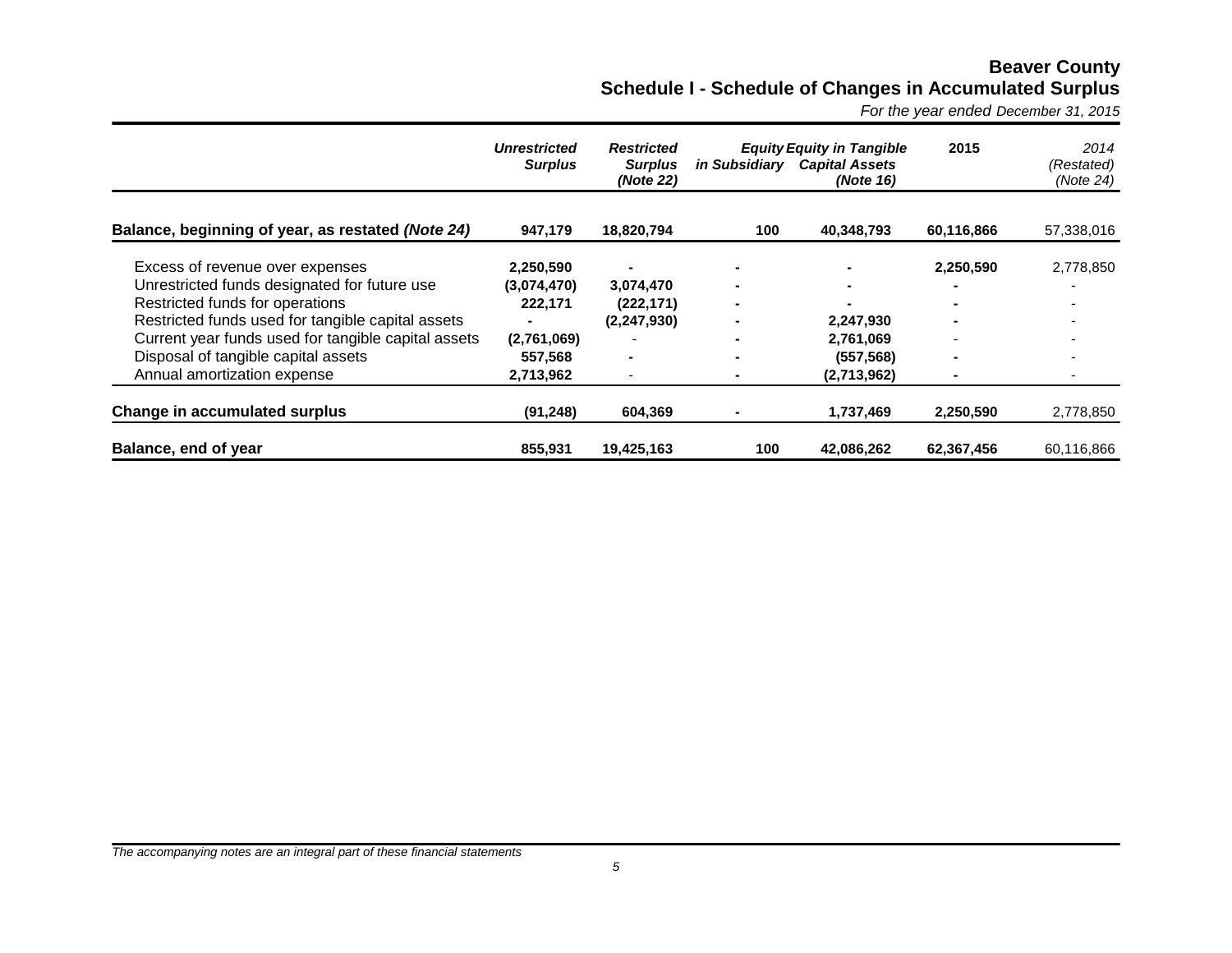# Beaver County

## Schedule I - Schedule of Changes in Accumulated Surplus

*For the year ended December 31, 2015*

| | ***Unrestricted Surplus*** | ***Restricted Surplus (Note 22)*** | ***Equity in Subsidiary*** | ***Equity in Tangible Capital Assets (Note 16)*** | **2015** | *2014 (Restated) (Note 24)* |
|---|---|---|---|---|---|---|
| **Balance, beginning of year, as restated *(Note 24)*** | **947,179** | **18,820,794** | **100** | **40,348,793** | **60,116,866** | 57,338,016 |
| Excess of revenue over expenses | **2,250,590** | **-** | **-** | **-** | **2,250,590** | 2,778,850 |
| Unrestricted funds designated for future use | **(3,074,470)** | **3,074,470** | **-** | **-** | **-** | - |
| Restricted funds for operations | **222,171** | **(222,171)** | **-** | **-** | **-** | - |
| Restricted funds used for tangible capital assets | **-** | **(2,247,930)** | **-** | **2,247,930** | **-** | - |
| Current year funds used for tangible capital assets | **(2,761,069)** | - | **-** | **2,761,069** | - | - |
| Disposal of tangible capital assets | **557,568** | **-** | **-** | **(557,568)** | **-** | - |
| Annual amortization expense | **2,713,962** | - | **-** | **(2,713,962)** | **-** | - |
| **Change in accumulated surplus** | **(91,248)** | **604,369** | **-** | **1,737,469** | **2,250,590** | 2,778,850 |
| **Balance, end of year** | **855,931** | **19,425,163** | **100** | **42,086,262** | **62,367,456** | 60,116,866 |

*The accompanying notes are an integral part of these financial statements*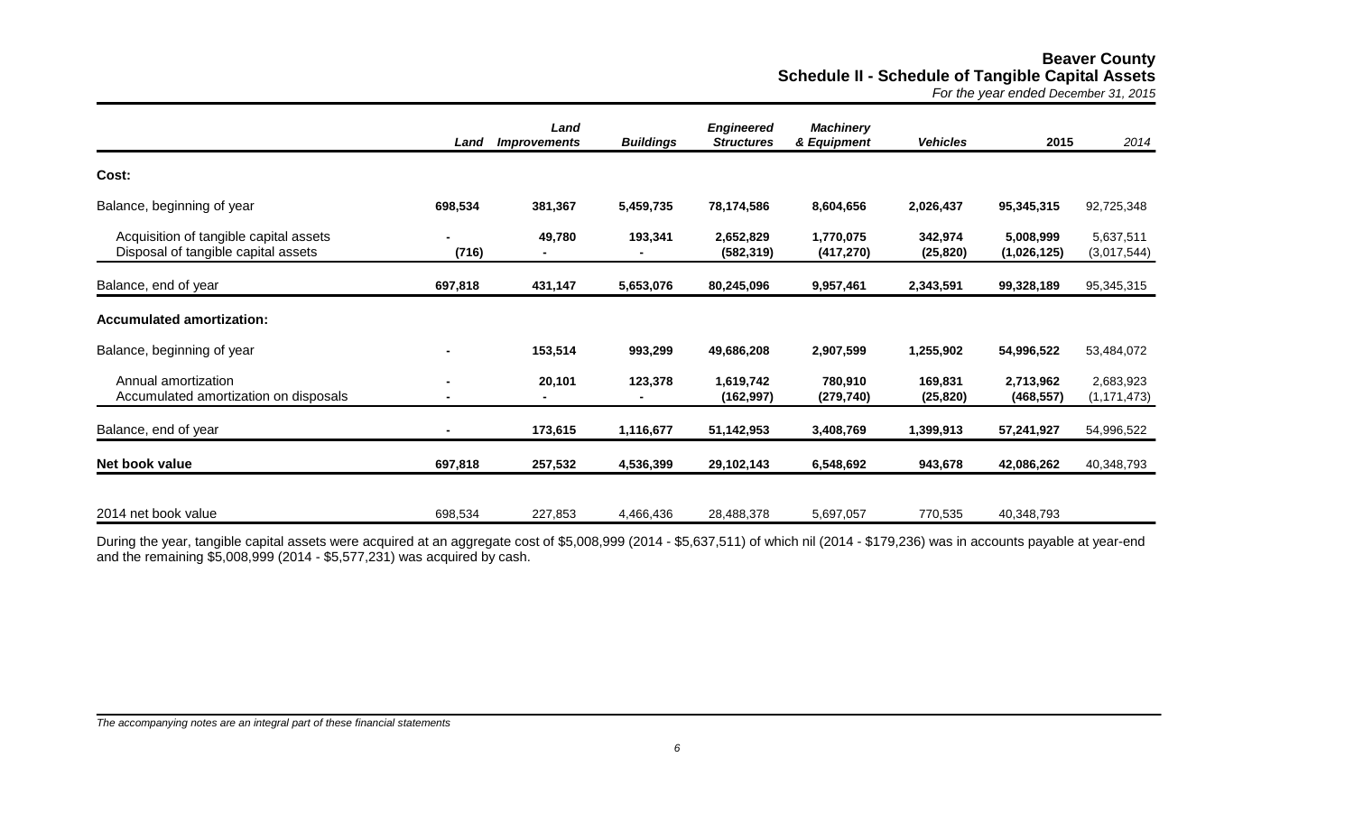# Beaver County

## Schedule II - Schedule of Tangible Capital Assets

*For the year ended December 31, 2015*

| | *Land* | *Land Improvements* | *Buildings* | *Engineered Structures* | *Machinery & Equipment* | *Vehicles* | **2015** | *2014* |
|---|---|---|---|---|---|---|---|---|
| **Cost:** | | | | | | | | |
| Balance, beginning of year | **698,534** | **381,367** | **5,459,735** | **78,174,586** | **8,604,656** | **2,026,437** | **95,345,315** | 92,725,348 |
| Acquisition of tangible capital assets | **-** | **49,780** | **193,341** | **2,652,829** | **1,770,075** | **342,974** | **5,008,999** | 5,637,511 |
| Disposal of tangible capital assets | **(716)** | **-** | **-** | **(582,319)** | **(417,270)** | **(25,820)** | **(1,026,125)** | (3,017,544) |
| Balance, end of year | **697,818** | **431,147** | **5,653,076** | **80,245,096** | **9,957,461** | **2,343,591** | **99,328,189** | 95,345,315 |
| **Accumulated amortization:** | | | | | | | | |
| Balance, beginning of year | **-** | **153,514** | **993,299** | **49,686,208** | **2,907,599** | **1,255,902** | **54,996,522** | 53,484,072 |
| Annual amortization | **-** | **20,101** | **123,378** | **1,619,742** | **780,910** | **169,831** | **2,713,962** | 2,683,923 |
| Accumulated amortization on disposals | **-** | **-** | **-** | **(162,997)** | **(279,740)** | **(25,820)** | **(468,557)** | (1,171,473) |
| Balance, end of year | **-** | **173,615** | **1,116,677** | **51,142,953** | **3,408,769** | **1,399,913** | **57,241,927** | 54,996,522 |
| **Net book value** | **697,818** | **257,532** | **4,536,399** | **29,102,143** | **6,548,692** | **943,678** | **42,086,262** | 40,348,793 |
| 2014 net book value | 698,534 | 227,853 | 4,466,436 | 28,488,378 | 5,697,057 | 770,535 | 40,348,793 | |

During the year, tangible capital assets were acquired at an aggregate cost of $5,008,999 (2014 - $5,637,511) of which nil (2014 - $179,236) was in accounts payable at year-end and the remaining $5,008,999 (2014 - $5,577,231) was acquired by cash.

*The accompanying notes are an integral part of these financial statements*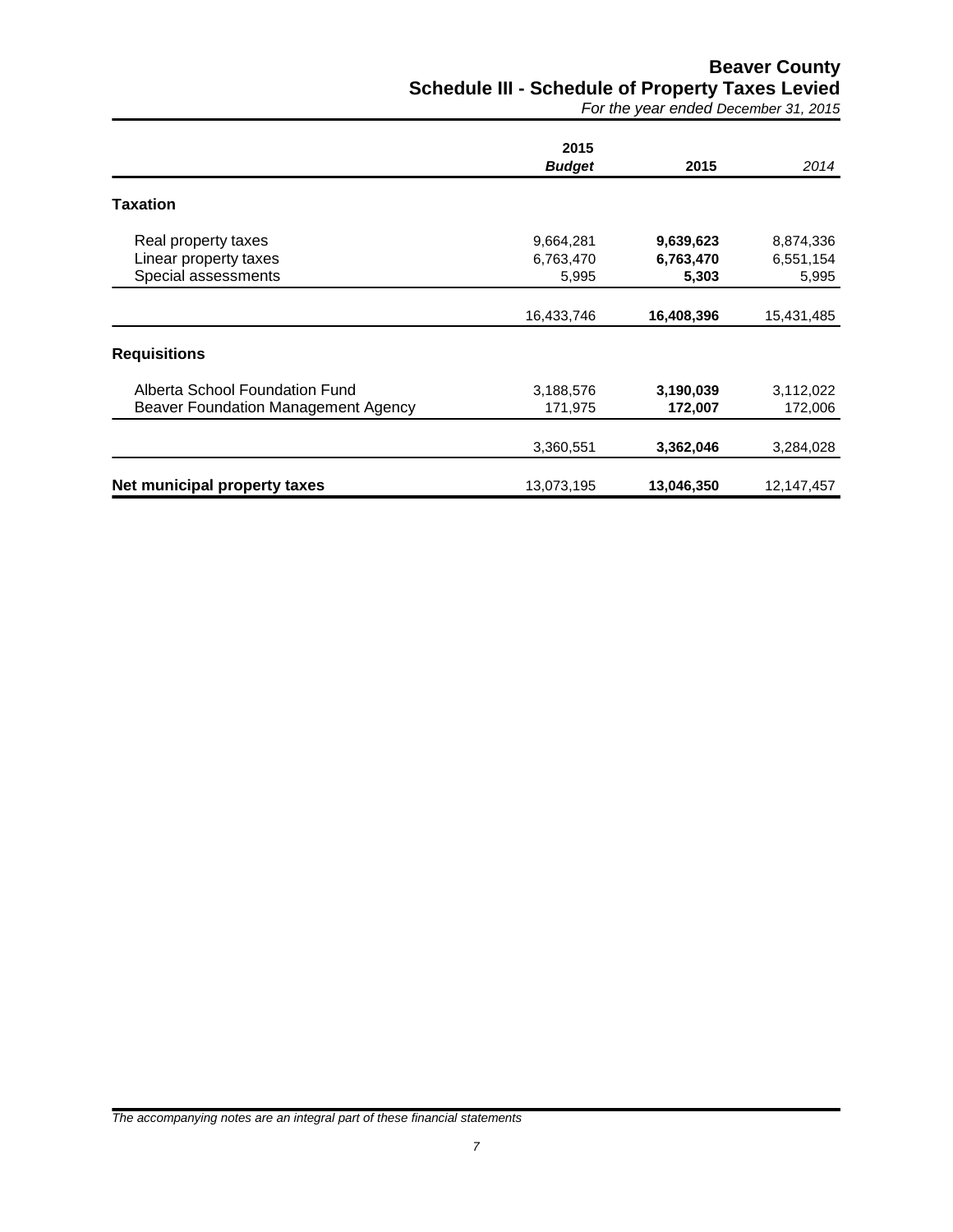# Beaver County

## Schedule III - Schedule of Property Taxes Levied

*For the year ended December 31, 2015*

| | 2015 ***Budget*** | **2015** | *2014* |
|---|---|---|---|
| **Taxation** | | | |
| Real property taxes | 9,664,281 | **9,639,623** | 8,874,336 |
| Linear property taxes | 6,763,470 | **6,763,470** | 6,551,154 |
| Special assessments | 5,995 | **5,303** | 5,995 |
| | 16,433,746 | **16,408,396** | 15,431,485 |
| **Requisitions** | | | |
| Alberta School Foundation Fund | 3,188,576 | **3,190,039** | 3,112,022 |
| Beaver Foundation Management Agency | 171,975 | **172,007** | 172,006 |
| | 3,360,551 | **3,362,046** | 3,284,028 |
| **Net municipal property taxes** | 13,073,195 | **13,046,350** | 12,147,457 |

*The accompanying notes are an integral part of these financial statements*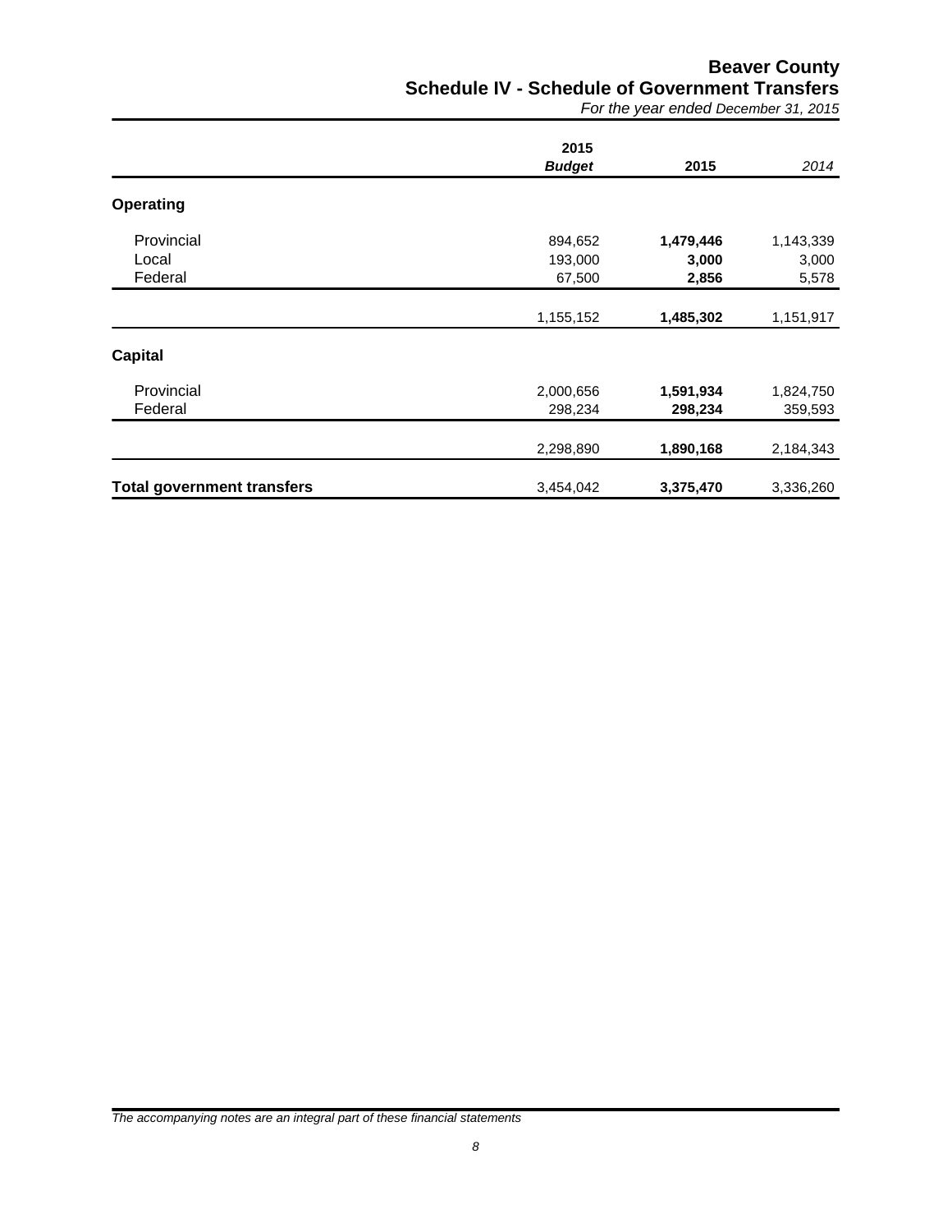# Beaver County

## Schedule IV - Schedule of Government Transfers

*For the year ended December 31, 2015*

| | 2015 ***Budget*** | **2015** | *2014* |
|---|---|---|---|
| **Operating** | | | |
| Provincial | 894,652 | **1,479,446** | 1,143,339 |
| Local | 193,000 | **3,000** | 3,000 |
| Federal | 67,500 | **2,856** | 5,578 |
| | 1,155,152 | **1,485,302** | 1,151,917 |
| **Capital** | | | |
| Provincial | 2,000,656 | **1,591,934** | 1,824,750 |
| Federal | 298,234 | **298,234** | 359,593 |
| | 2,298,890 | **1,890,168** | 2,184,343 |
| **Total government transfers** | 3,454,042 | **3,375,470** | 3,336,260 |

*The accompanying notes are an integral part of these financial statements*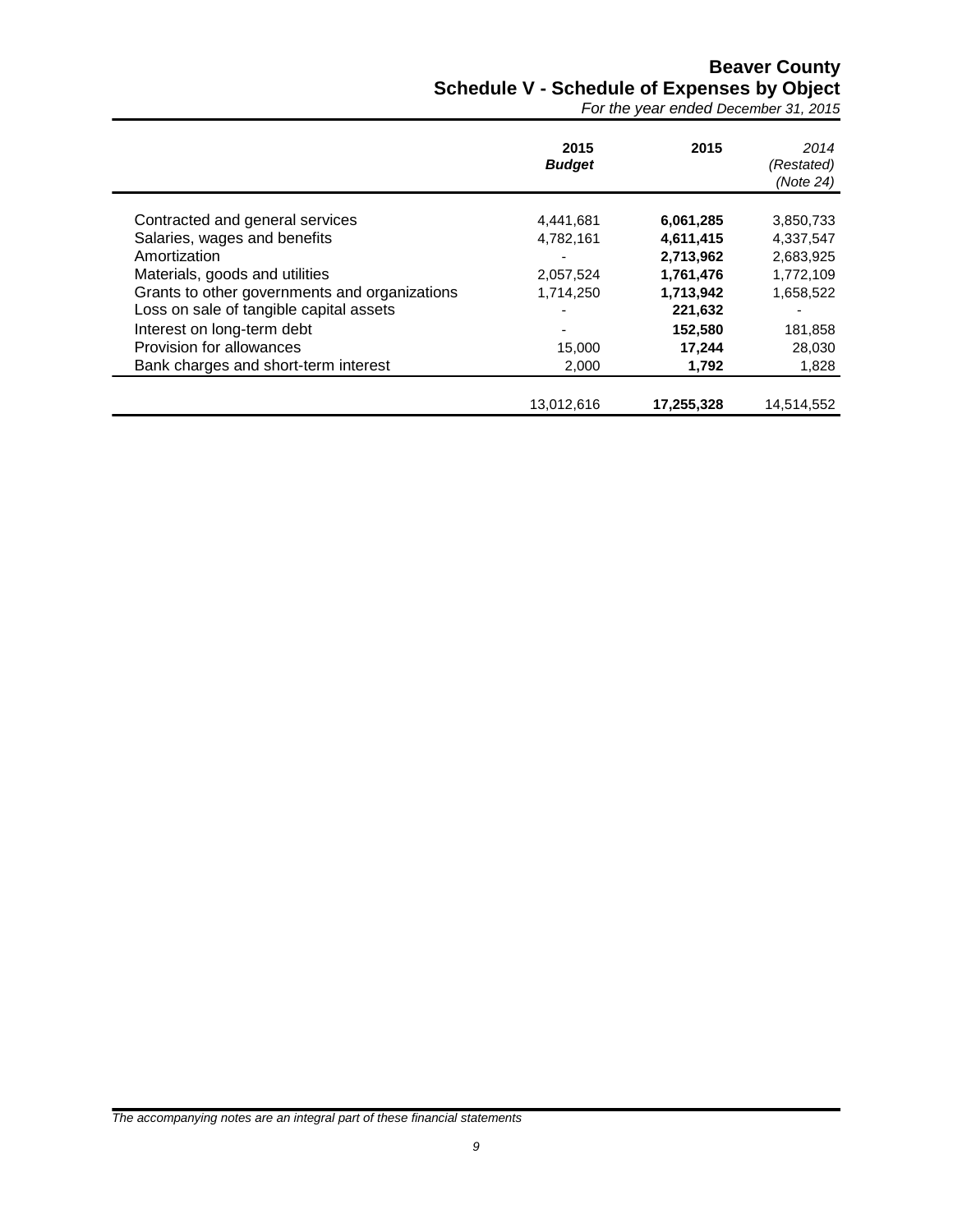# Beaver County

## Schedule V - Schedule of Expenses by Object

*For the year ended December 31, 2015*

| | 2015 ***Budget*** | 2015 | *2014 (Restated) (Note 24)* |
|---|---|---|---|
| Contracted and general services | 4,441,681 | **6,061,285** | 3,850,733 |
| Salaries, wages and benefits | 4,782,161 | **4,611,415** | 4,337,547 |
| Amortization | - | **2,713,962** | 2,683,925 |
| Materials, goods and utilities | 2,057,524 | **1,761,476** | 1,772,109 |
| Grants to other governments and organizations | 1,714,250 | **1,713,942** | 1,658,522 |
| Loss on sale of tangible capital assets | - | **221,632** | - |
| Interest on long-term debt | - | **152,580** | 181,858 |
| Provision for allowances | 15,000 | **17,244** | 28,030 |
| Bank charges and short-term interest | 2,000 | **1,792** | 1,828 |
| | 13,012,616 | **17,255,328** | 14,514,552 |

*The accompanying notes are an integral part of these financial statements*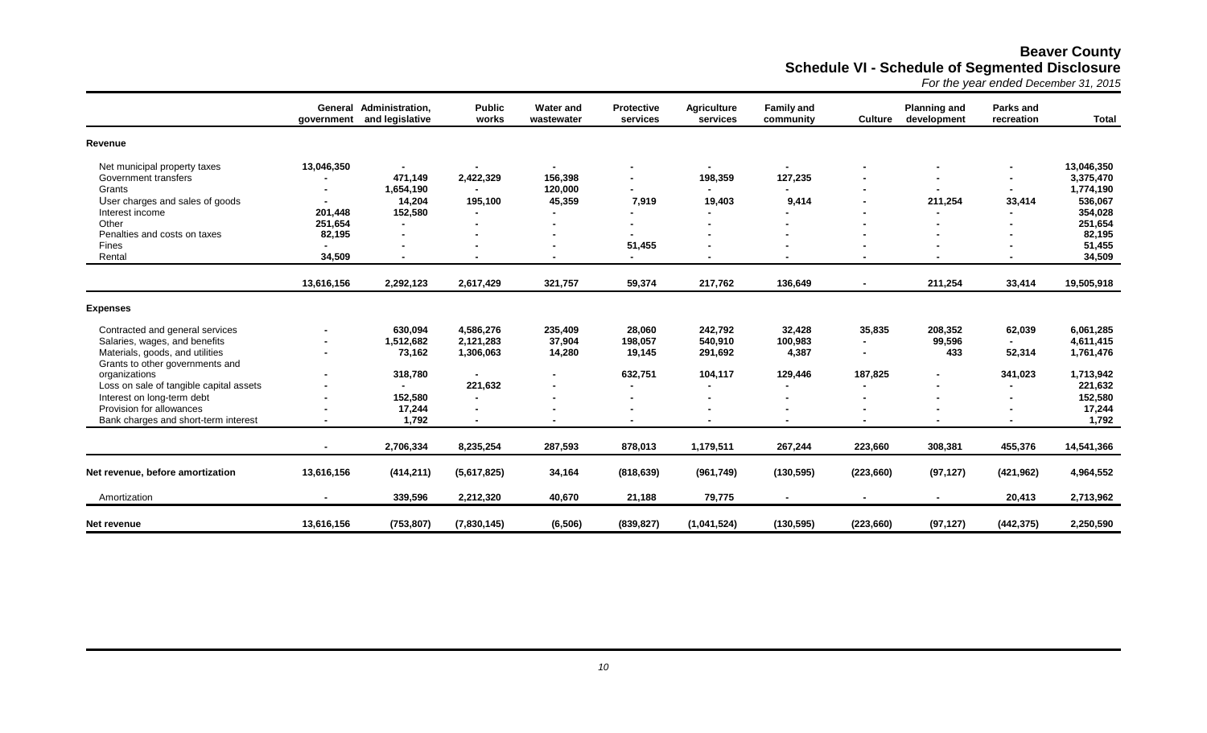# Beaver County

## Schedule VI - Schedule of Segmented Disclosure

*For the year ended December 31, 2015*

| | General government | Administration, and legislative | Public works | Water and wastewater | Protective services | Agriculture services | Family and community | Culture | Planning and development | Parks and recreation | Total |
|---|---|---|---|---|---|---|---|---|---|---|---|
| **Revenue** | | | | | | | | | | | |
| Net municipal property taxes | 13,046,350 | - | - | - | - | - | - | - | - | - | 13,046,350 |
| Government transfers | - | 471,149 | 2,422,329 | 156,398 | - | 198,359 | 127,235 | - | - | - | 3,375,470 |
| Grants | - | 1,654,190 | - | 120,000 | - | - | - | - | - | - | 1,774,190 |
| User charges and sales of goods | - | 14,204 | 195,100 | 45,359 | 7,919 | 19,403 | 9,414 | - | 211,254 | 33,414 | 536,067 |
| Interest income | 201,448 | 152,580 | - | - | - | - | - | - | - | - | 354,028 |
| Other | 251,654 | - | - | - | - | - | - | - | - | - | 251,654 |
| Penalties and costs on taxes | 82,195 | - | - | - | - | - | - | - | - | - | 82,195 |
| Fines | - | - | - | - | 51,455 | - | - | - | - | - | 51,455 |
| Rental | 34,509 | - | - | - | - | - | - | - | - | - | 34,509 |
| | 13,616,156 | 2,292,123 | 2,617,429 | 321,757 | 59,374 | 217,762 | 136,649 | - | 211,254 | 33,414 | 19,505,918 |
| **Expenses** | | | | | | | | | | | |
| Contracted and general services | - | 630,094 | 4,586,276 | 235,409 | 28,060 | 242,792 | 32,428 | 35,835 | 208,352 | 62,039 | 6,061,285 |
| Salaries, wages, and benefits | - | 1,512,682 | 2,121,283 | 37,904 | 198,057 | 540,910 | 100,983 | - | 99,596 | - | 4,611,415 |
| Materials, goods, and utilities | - | 73,162 | 1,306,063 | 14,280 | 19,145 | 291,692 | 4,387 | - | 433 | 52,314 | 1,761,476 |
| Grants to other governments and organizations | - | 318,780 | - | - | 632,751 | 104,117 | 129,446 | 187,825 | - | 341,023 | 1,713,942 |
| Loss on sale of tangible capital assets | - | - | 221,632 | - | - | - | - | - | - | - | 221,632 |
| Interest on long-term debt | - | 152,580 | - | - | - | - | - | - | - | - | 152,580 |
| Provision for allowances | - | 17,244 | - | - | - | - | - | - | - | - | 17,244 |
| Bank charges and short-term interest | - | 1,792 | - | - | - | - | - | - | - | - | 1,792 |
| | - | 2,706,334 | 8,235,254 | 287,593 | 878,013 | 1,179,511 | 267,244 | 223,660 | 308,381 | 455,376 | 14,541,366 |
| **Net revenue, before amortization** | 13,616,156 | (414,211) | (5,617,825) | 34,164 | (818,639) | (961,749) | (130,595) | (223,660) | (97,127) | (421,962) | 4,964,552 |
| Amortization | - | 339,596 | 2,212,320 | 40,670 | 21,188 | 79,775 | - | - | - | 20,413 | 2,713,962 |
| **Net revenue** | 13,616,156 | (753,807) | (7,830,145) | (6,506) | (839,827) | (1,041,524) | (130,595) | (223,660) | (97,127) | (442,375) | 2,250,590 |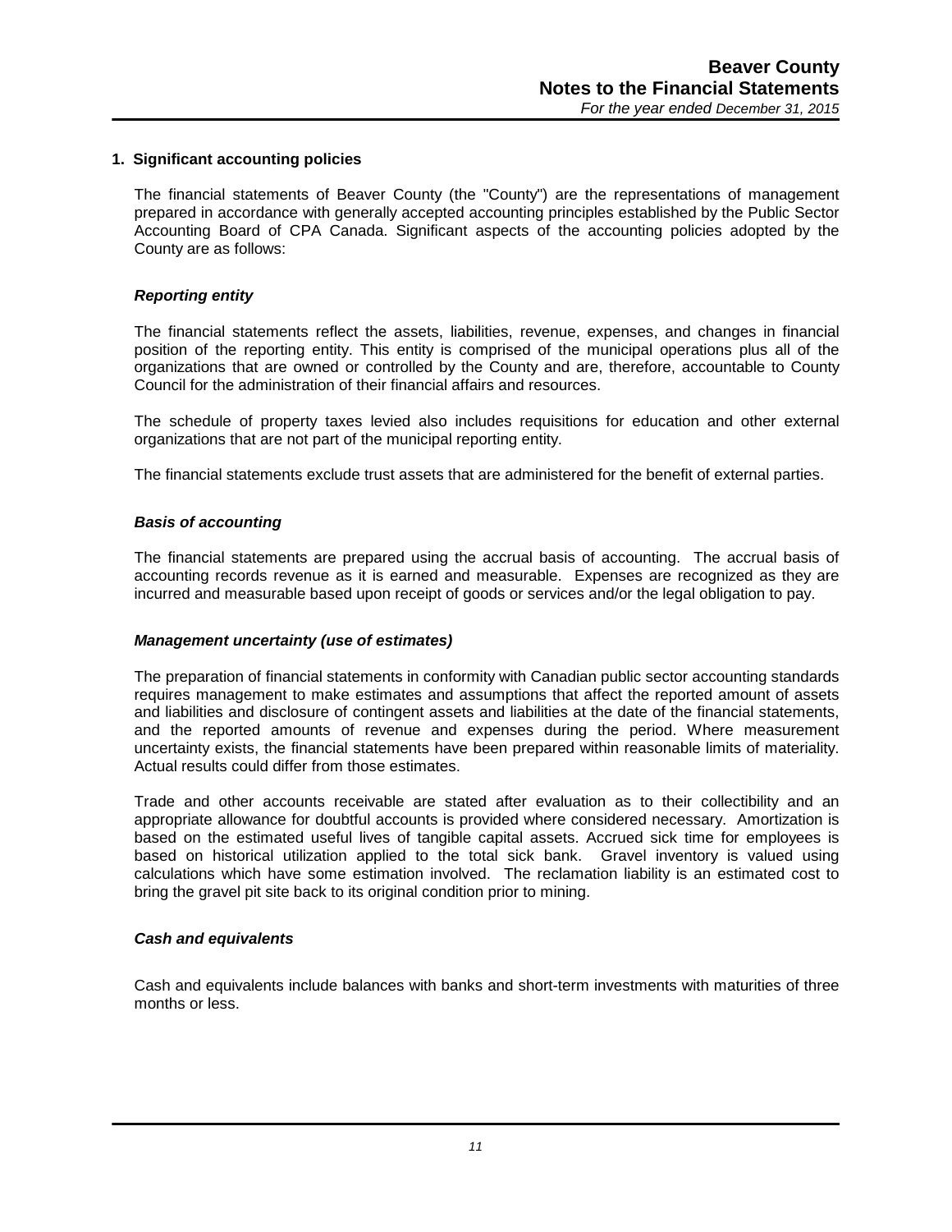## 1. Significant accounting policies

The financial statements of Beaver County (the "County") are the representations of management prepared in accordance with generally accepted accounting principles established by the Public Sector Accounting Board of CPA Canada. Significant aspects of the accounting policies adopted by the County are as follows:

### *Reporting entity*

The financial statements reflect the assets, liabilities, revenue, expenses, and changes in financial position of the reporting entity. This entity is comprised of the municipal operations plus all of the organizations that are owned or controlled by the County and are, therefore, accountable to County Council for the administration of their financial affairs and resources.

The schedule of property taxes levied also includes requisitions for education and other external organizations that are not part of the municipal reporting entity.

The financial statements exclude trust assets that are administered for the benefit of external parties.

### *Basis of accounting*

The financial statements are prepared using the accrual basis of accounting. The accrual basis of accounting records revenue as it is earned and measurable. Expenses are recognized as they are incurred and measurable based upon receipt of goods or services and/or the legal obligation to pay.

### *Management uncertainty (use of estimates)*

The preparation of financial statements in conformity with Canadian public sector accounting standards requires management to make estimates and assumptions that affect the reported amount of assets and liabilities and disclosure of contingent assets and liabilities at the date of the financial statements, and the reported amounts of revenue and expenses during the period. Where measurement uncertainty exists, the financial statements have been prepared within reasonable limits of materiality. Actual results could differ from those estimates.

Trade and other accounts receivable are stated after evaluation as to their collectibility and an appropriate allowance for doubtful accounts is provided where considered necessary. Amortization is based on the estimated useful lives of tangible capital assets. Accrued sick time for employees is based on historical utilization applied to the total sick bank. Gravel inventory is valued using calculations which have some estimation involved. The reclamation liability is an estimated cost to bring the gravel pit site back to its original condition prior to mining.

### *Cash and equivalents*

Cash and equivalents include balances with banks and short-term investments with maturities of three months or less.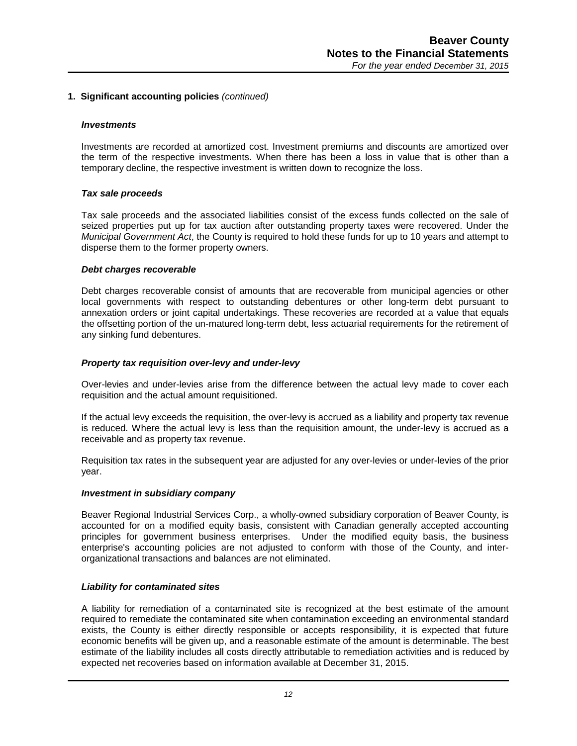## 1. Significant accounting policies *(continued)*

### *Investments*

Investments are recorded at amortized cost. Investment premiums and discounts are amortized over the term of the respective investments. When there has been a loss in value that is other than a temporary decline, the respective investment is written down to recognize the loss.

### *Tax sale proceeds*

Tax sale proceeds and the associated liabilities consist of the excess funds collected on the sale of seized properties put up for tax auction after outstanding property taxes were recovered. Under the *Municipal Government Act*, the County is required to hold these funds for up to 10 years and attempt to disperse them to the former property owners.

### *Debt charges recoverable*

Debt charges recoverable consist of amounts that are recoverable from municipal agencies or other local governments with respect to outstanding debentures or other long-term debt pursuant to annexation orders or joint capital undertakings. These recoveries are recorded at a value that equals the offsetting portion of the un-matured long-term debt, less actuarial requirements for the retirement of any sinking fund debentures.

### *Property tax requisition over-levy and under-levy*

Over-levies and under-levies arise from the difference between the actual levy made to cover each requisition and the actual amount requisitioned.

If the actual levy exceeds the requisition, the over-levy is accrued as a liability and property tax revenue is reduced. Where the actual levy is less than the requisition amount, the under-levy is accrued as a receivable and as property tax revenue.

Requisition tax rates in the subsequent year are adjusted for any over-levies or under-levies of the prior year.

### *Investment in subsidiary company*

Beaver Regional Industrial Services Corp., a wholly-owned subsidiary corporation of Beaver County, is accounted for on a modified equity basis, consistent with Canadian generally accepted accounting principles for government business enterprises. Under the modified equity basis, the business enterprise's accounting policies are not adjusted to conform with those of the County, and inter-organizational transactions and balances are not eliminated.

### *Liability for contaminated sites*

A liability for remediation of a contaminated site is recognized at the best estimate of the amount required to remediate the contaminated site when contamination exceeding an environmental standard exists, the County is either directly responsible or accepts responsibility, it is expected that future economic benefits will be given up, and a reasonable estimate of the amount is determinable. The best estimate of the liability includes all costs directly attributable to remediation activities and is reduced by expected net recoveries based on information available at December 31, 2015.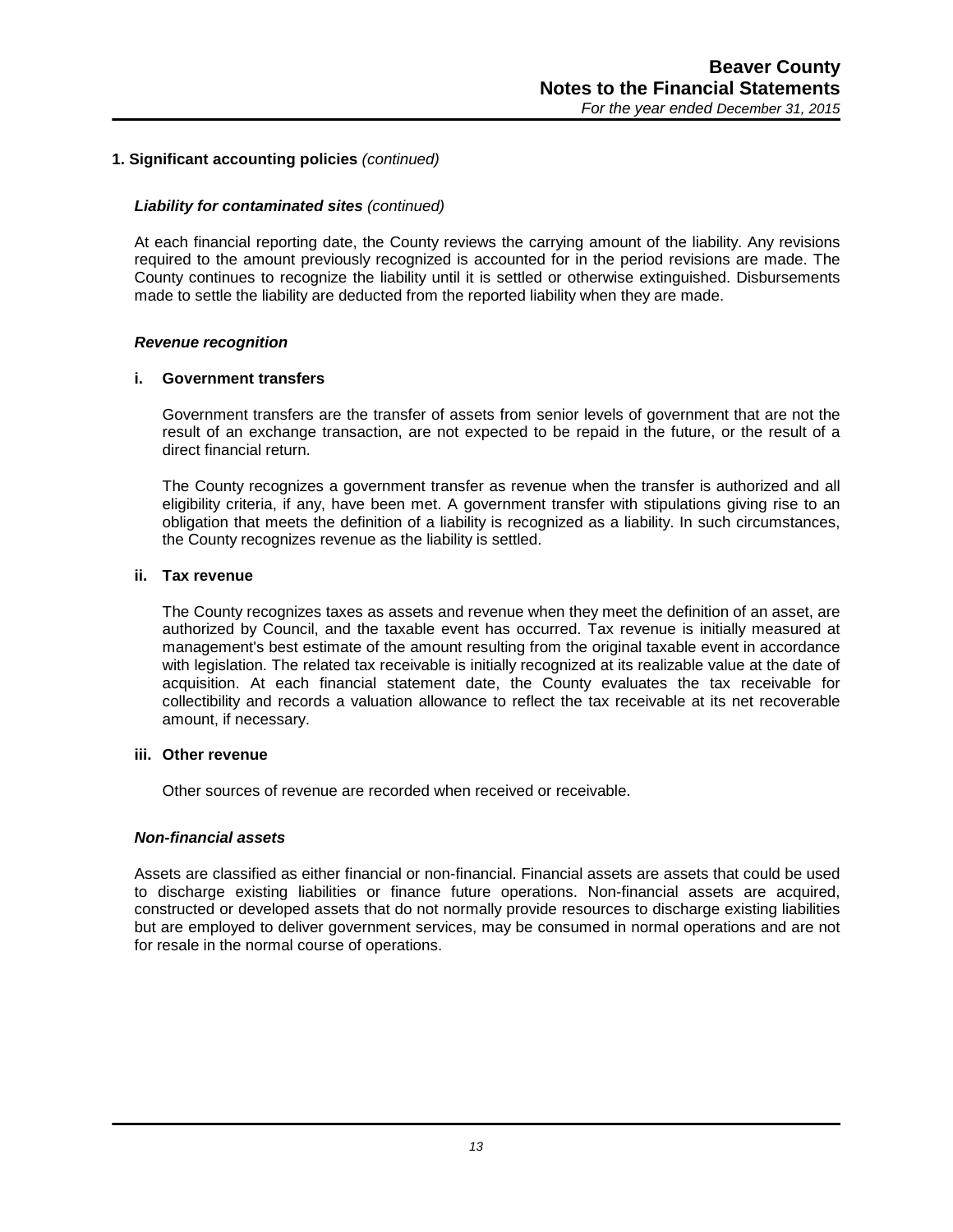## 1. Significant accounting policies *(continued)*

### *Liability for contaminated sites (continued)*

At each financial reporting date, the County reviews the carrying amount of the liability. Any revisions required to the amount previously recognized is accounted for in the period revisions are made. The County continues to recognize the liability until it is settled or otherwise extinguished. Disbursements made to settle the liability are deducted from the reported liability when they are made.

### *Revenue recognition*

**i. Government transfers**

Government transfers are the transfer of assets from senior levels of government that are not the result of an exchange transaction, are not expected to be repaid in the future, or the result of a direct financial return.

The County recognizes a government transfer as revenue when the transfer is authorized and all eligibility criteria, if any, have been met. A government transfer with stipulations giving rise to an obligation that meets the definition of a liability is recognized as a liability. In such circumstances, the County recognizes revenue as the liability is settled.

**ii. Tax revenue**

The County recognizes taxes as assets and revenue when they meet the definition of an asset, are authorized by Council, and the taxable event has occurred. Tax revenue is initially measured at management's best estimate of the amount resulting from the original taxable event in accordance with legislation. The related tax receivable is initially recognized at its realizable value at the date of acquisition. At each financial statement date, the County evaluates the tax receivable for collectibility and records a valuation allowance to reflect the tax receivable at its net recoverable amount, if necessary.

**iii. Other revenue**

Other sources of revenue are recorded when received or receivable.

### *Non-financial assets*

Assets are classified as either financial or non-financial. Financial assets are assets that could be used to discharge existing liabilities or finance future operations. Non-financial assets are acquired, constructed or developed assets that do not normally provide resources to discharge existing liabilities but are employed to deliver government services, may be consumed in normal operations and are not for resale in the normal course of operations.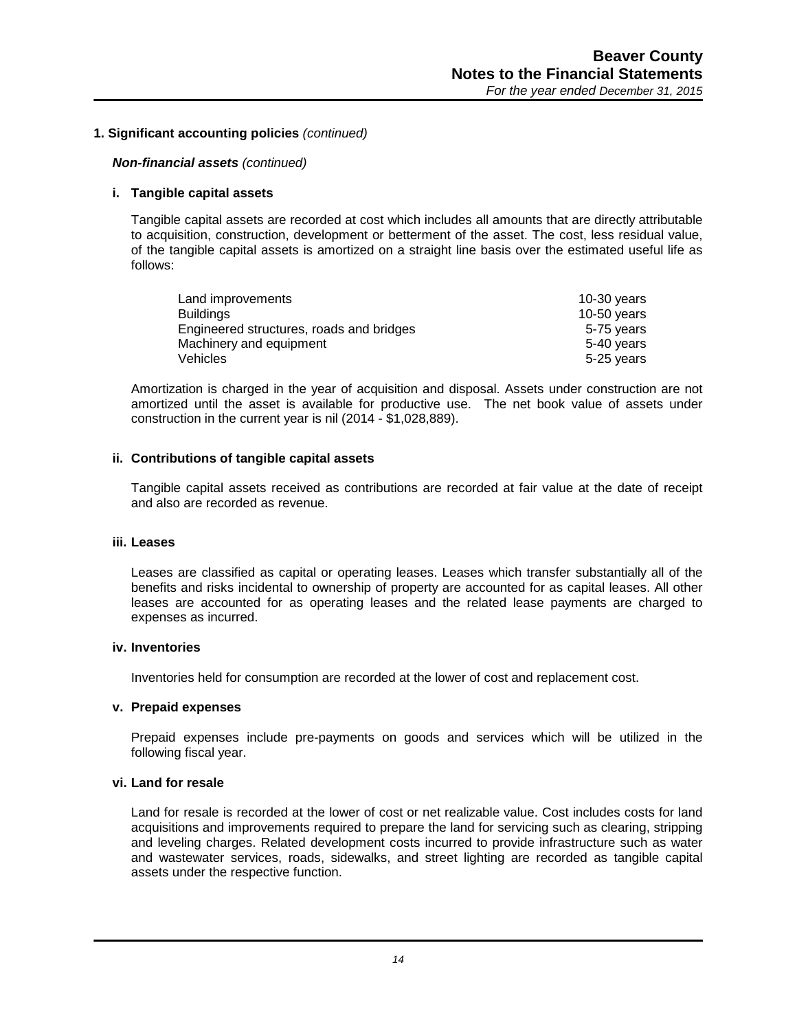## 1. Significant accounting policies *(continued)*

***Non-financial assets*** *(continued)*

### i. Tangible capital assets

Tangible capital assets are recorded at cost which includes all amounts that are directly attributable to acquisition, construction, development or betterment of the asset. The cost, less residual value, of the tangible capital assets is amortized on a straight line basis over the estimated useful life as follows:

| | |
|---|---|
| Land improvements | 10-30 years |
| Buildings | 10-50 years |
| Engineered structures, roads and bridges | 5-75 years |
| Machinery and equipment | 5-40 years |
| Vehicles | 5-25 years |

Amortization is charged in the year of acquisition and disposal. Assets under construction are not amortized until the asset is available for productive use. The net book value of assets under construction in the current year is nil (2014 - $1,028,889).

### ii. Contributions of tangible capital assets

Tangible capital assets received as contributions are recorded at fair value at the date of receipt and also are recorded as revenue.

### iii. Leases

Leases are classified as capital or operating leases. Leases which transfer substantially all of the benefits and risks incidental to ownership of property are accounted for as capital leases. All other leases are accounted for as operating leases and the related lease payments are charged to expenses as incurred.

### iv. Inventories

Inventories held for consumption are recorded at the lower of cost and replacement cost.

### v. Prepaid expenses

Prepaid expenses include pre-payments on goods and services which will be utilized in the following fiscal year.

### vi. Land for resale

Land for resale is recorded at the lower of cost or net realizable value. Cost includes costs for land acquisitions and improvements required to prepare the land for servicing such as clearing, stripping and leveling charges. Related development costs incurred to provide infrastructure such as water and wastewater services, roads, sidewalks, and street lighting are recorded as tangible capital assets under the respective function.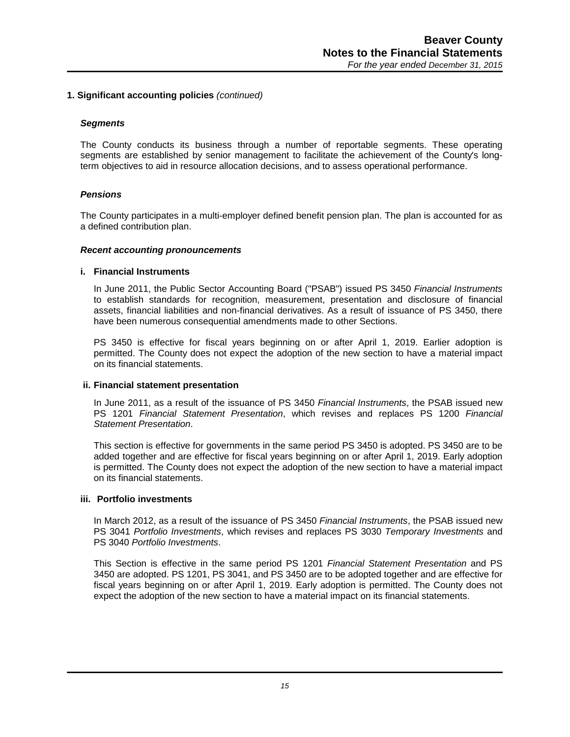## 1. Significant accounting policies *(continued)*

### *Segments*

The County conducts its business through a number of reportable segments. These operating segments are established by senior management to facilitate the achievement of the County's long-term objectives to aid in resource allocation decisions, and to assess operational performance.

### *Pensions*

The County participates in a multi-employer defined benefit pension plan. The plan is accounted for as a defined contribution plan.

### *Recent accounting pronouncements*

**i. Financial Instruments**

In June 2011, the Public Sector Accounting Board ("PSAB") issued PS 3450 *Financial Instruments* to establish standards for recognition, measurement, presentation and disclosure of financial assets, financial liabilities and non-financial derivatives. As a result of issuance of PS 3450, there have been numerous consequential amendments made to other Sections.

PS 3450 is effective for fiscal years beginning on or after April 1, 2019. Earlier adoption is permitted. The County does not expect the adoption of the new section to have a material impact on its financial statements.

**ii. Financial statement presentation**

In June 2011, as a result of the issuance of PS 3450 *Financial Instruments*, the PSAB issued new PS 1201 *Financial Statement Presentation*, which revises and replaces PS 1200 *Financial Statement Presentation*.

This section is effective for governments in the same period PS 3450 is adopted. PS 3450 are to be added together and are effective for fiscal years beginning on or after April 1, 2019. Early adoption is permitted. The County does not expect the adoption of the new section to have a material impact on its financial statements.

**iii. Portfolio investments**

In March 2012, as a result of the issuance of PS 3450 *Financial Instruments*, the PSAB issued new PS 3041 *Portfolio Investments*, which revises and replaces PS 3030 *Temporary Investments* and PS 3040 *Portfolio Investments*.

This Section is effective in the same period PS 1201 *Financial Statement Presentation* and PS 3450 are adopted. PS 1201, PS 3041, and PS 3450 are to be adopted together and are effective for fiscal years beginning on or after April 1, 2019. Early adoption is permitted. The County does not expect the adoption of the new section to have a material impact on its financial statements.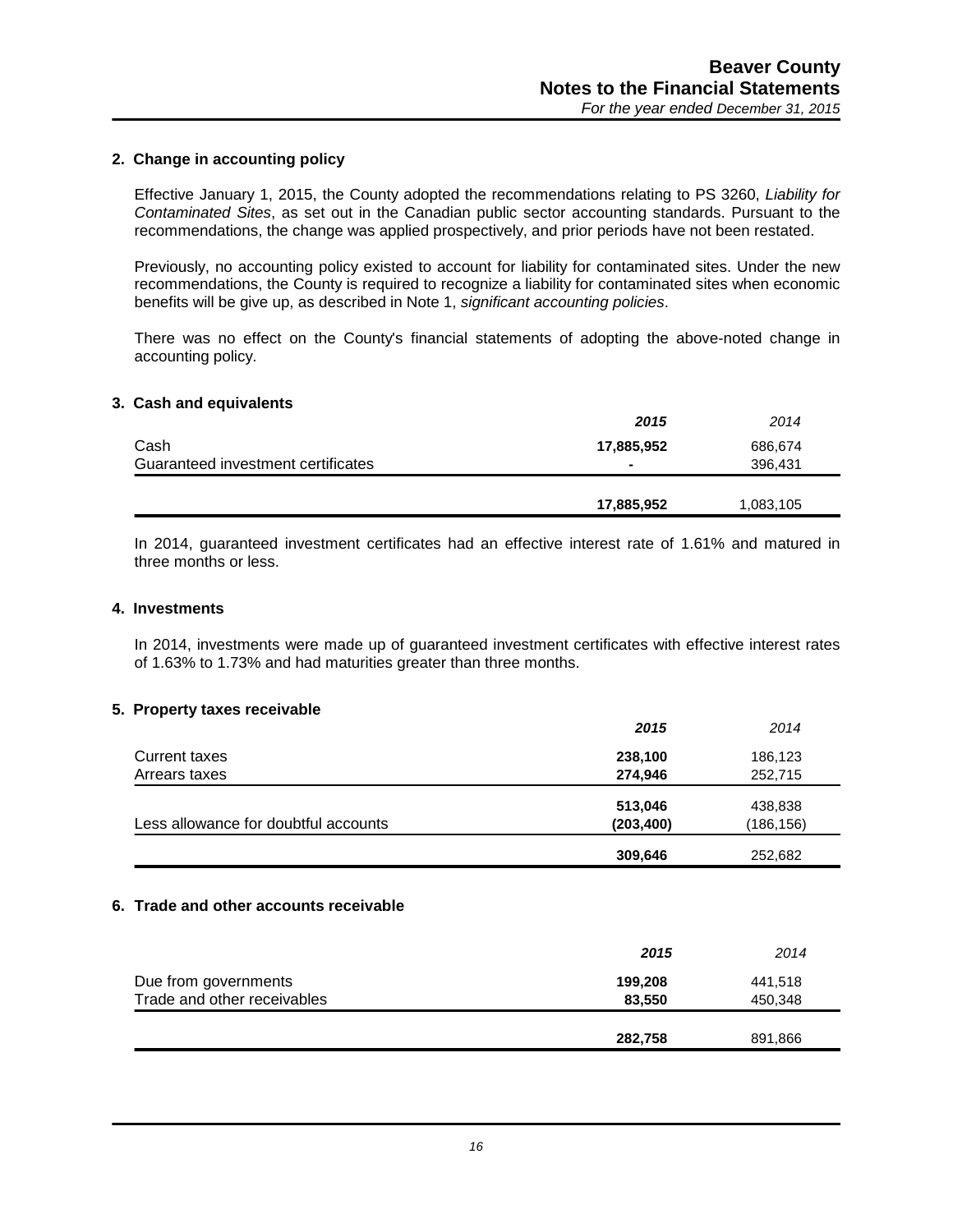## 2. Change in accounting policy

Effective January 1, 2015, the County adopted the recommendations relating to PS 3260, *Liability for Contaminated Sites*, as set out in the Canadian public sector accounting standards. Pursuant to the recommendations, the change was applied prospectively, and prior periods have not been restated.

Previously, no accounting policy existed to account for liability for contaminated sites. Under the new recommendations, the County is required to recognize a liability for contaminated sites when economic benefits will be give up, as described in Note 1, *significant accounting policies*.

There was no effect on the County's financial statements of adopting the above-noted change in accounting policy.

## 3. Cash and equivalents

| | **2015** | *2014* |
|---|---|---|
| Cash | **17,885,952** | 686,674 |
| Guaranteed investment certificates | **-** | 396,431 |
| | **17,885,952** | 1,083,105 |

In 2014, guaranteed investment certificates had an effective interest rate of 1.61% and matured in three months or less.

## 4. Investments

In 2014, investments were made up of guaranteed investment certificates with effective interest rates of 1.63% to 1.73% and had maturities greater than three months.

## 5. Property taxes receivable

| | **2015** | *2014* |
|---|---|---|
| Current taxes | **238,100** | 186,123 |
| Arrears taxes | **274,946** | 252,715 |
| | **513,046** | 438,838 |
| Less allowance for doubtful accounts | **(203,400)** | (186,156) |
| | **309,646** | 252,682 |

## 6. Trade and other accounts receivable

| | **2015** | *2014* |
|---|---|---|
| Due from governments | **199,208** | 441,518 |
| Trade and other receivables | **83,550** | 450,348 |
| | **282,758** | 891,866 |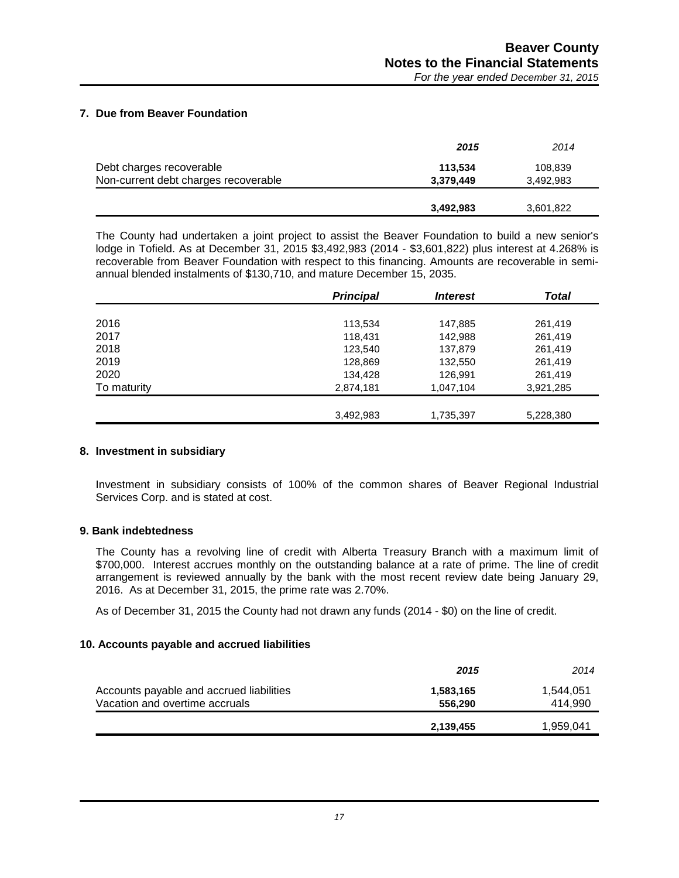## 7. Due from Beaver Foundation

| | **2015** | *2014* |
|---|---|---|
| Debt charges recoverable | **113,534** | 108,839 |
| Non-current debt charges recoverable | **3,379,449** | 3,492,983 |
| | **3,492,983** | 3,601,822 |

The County had undertaken a joint project to assist the Beaver Foundation to build a new senior's lodge in Tofield. As at December 31, 2015 $3,492,983 (2014 - $3,601,822) plus interest at 4.268% is recoverable from Beaver Foundation with respect to this financing. Amounts are recoverable in semi-annual blended instalments of $130,710, and mature December 15, 2035.

| | ***Principal*** | ***Interest*** | ***Total*** |
|---|---|---|---|
| 2016 | 113,534 | 147,885 | 261,419 |
| 2017 | 118,431 | 142,988 | 261,419 |
| 2018 | 123,540 | 137,879 | 261,419 |
| 2019 | 128,869 | 132,550 | 261,419 |
| 2020 | 134,428 | 126,991 | 261,419 |
| To maturity | 2,874,181 | 1,047,104 | 3,921,285 |
| | 3,492,983 | 1,735,397 | 5,228,380 |

## 8. Investment in subsidiary

Investment in subsidiary consists of 100% of the common shares of Beaver Regional Industrial Services Corp. and is stated at cost.

## 9. Bank indebtedness

The County has a revolving line of credit with Alberta Treasury Branch with a maximum limit of $700,000. Interest accrues monthly on the outstanding balance at a rate of prime. The line of credit arrangement is reviewed annually by the bank with the most recent review date being January 29, 2016. As at December 31, 2015, the prime rate was 2.70%.

As of December 31, 2015 the County had not drawn any funds (2014 - $0) on the line of credit.

## 10. Accounts payable and accrued liabilities

| | **2015** | *2014* |
|---|---|---|
| Accounts payable and accrued liabilities | **1,583,165** | 1,544,051 |
| Vacation and overtime accruals | **556,290** | 414,990 |
| | **2,139,455** | 1,959,041 |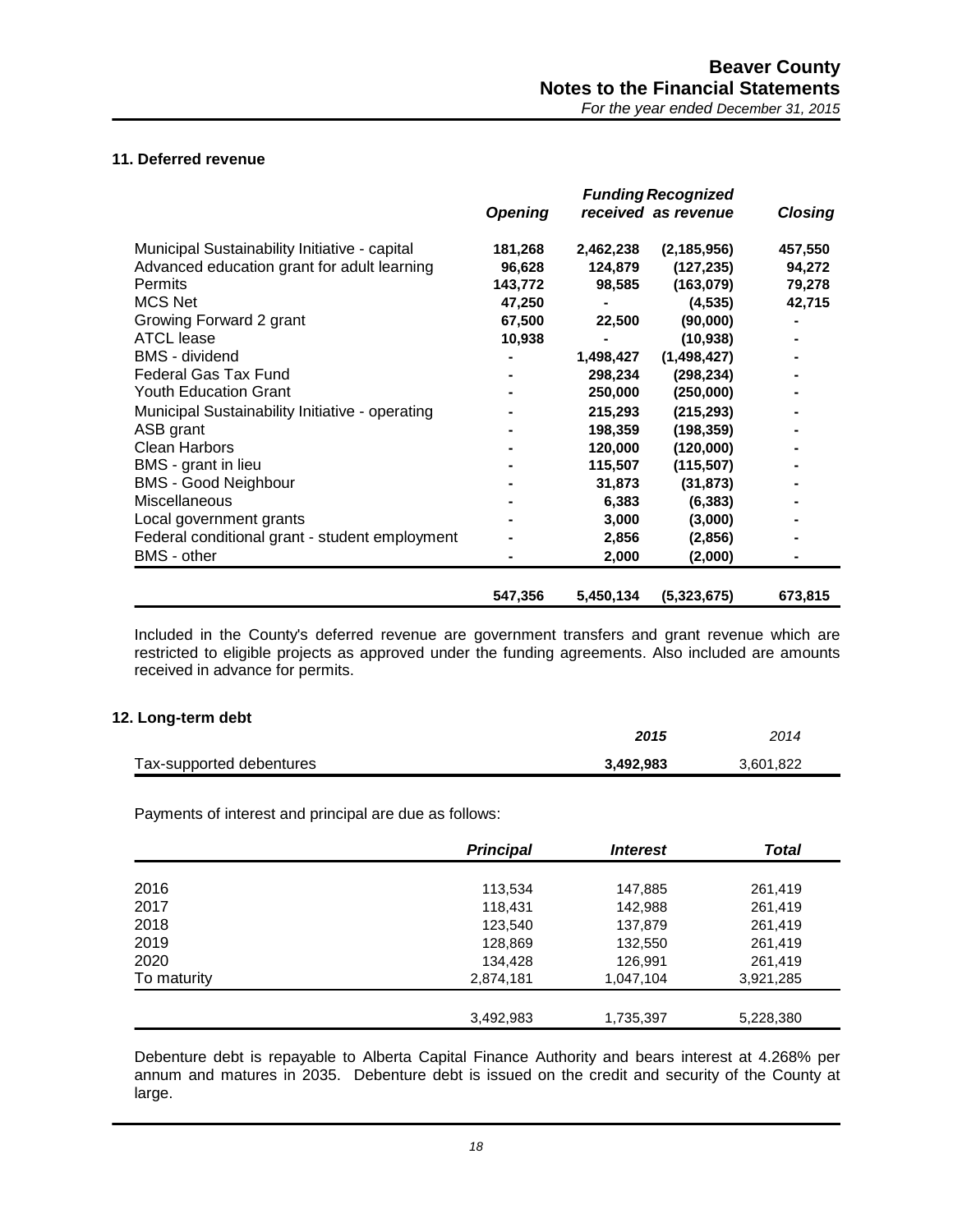## 11. Deferred revenue

| | *Opening* | *Funding received* | *Recognized as revenue* | *Closing* |
|---|---|---|---|---|
| Municipal Sustainability Initiative - capital | **181,268** | **2,462,238** | **(2,185,956)** | **457,550** |
| Advanced education grant for adult learning | **96,628** | **124,879** | **(127,235)** | **94,272** |
| Permits | **143,772** | **98,585** | **(163,079)** | **79,278** |
| MCS Net | **47,250** | **-** | **(4,535)** | **42,715** |
| Growing Forward 2 grant | **67,500** | **22,500** | **(90,000)** | **-** |
| ATCL lease | **10,938** | **-** | **(10,938)** | **-** |
| BMS - dividend | **-** | **1,498,427** | **(1,498,427)** | **-** |
| Federal Gas Tax Fund | **-** | **298,234** | **(298,234)** | **-** |
| Youth Education Grant | **-** | **250,000** | **(250,000)** | **-** |
| Municipal Sustainability Initiative - operating | **-** | **215,293** | **(215,293)** | **-** |
| ASB grant | **-** | **198,359** | **(198,359)** | **-** |
| Clean Harbors | **-** | **120,000** | **(120,000)** | **-** |
| BMS - grant in lieu | **-** | **115,507** | **(115,507)** | **-** |
| BMS - Good Neighbour | **-** | **31,873** | **(31,873)** | **-** |
| Miscellaneous | **-** | **6,383** | **(6,383)** | **-** |
| Local government grants | **-** | **3,000** | **(3,000)** | **-** |
| Federal conditional grant - student employment | **-** | **2,856** | **(2,856)** | **-** |
| BMS - other | **-** | **2,000** | **(2,000)** | **-** |
| | **547,356** | **5,450,134** | **(5,323,675)** | **673,815** |

Included in the County's deferred revenue are government transfers and grant revenue which are restricted to eligible projects as approved under the funding agreements. Also included are amounts received in advance for permits.

## 12. Long-term debt

| | ***2015*** | *2014* |
|---|---|---|
| Tax-supported debentures | **3,492,983** | 3,601,822 |

Payments of interest and principal are due as follows:

| | ***Principal*** | ***Interest*** | ***Total*** |
|---|---|---|---|
| 2016 | 113,534 | 147,885 | 261,419 |
| 2017 | 118,431 | 142,988 | 261,419 |
| 2018 | 123,540 | 137,879 | 261,419 |
| 2019 | 128,869 | 132,550 | 261,419 |
| 2020 | 134,428 | 126,991 | 261,419 |
| To maturity | 2,874,181 | 1,047,104 | 3,921,285 |
| | 3,492,983 | 1,735,397 | 5,228,380 |

Debenture debt is repayable to Alberta Capital Finance Authority and bears interest at 4.268% per annum and matures in 2035. Debenture debt is issued on the credit and security of the County at large.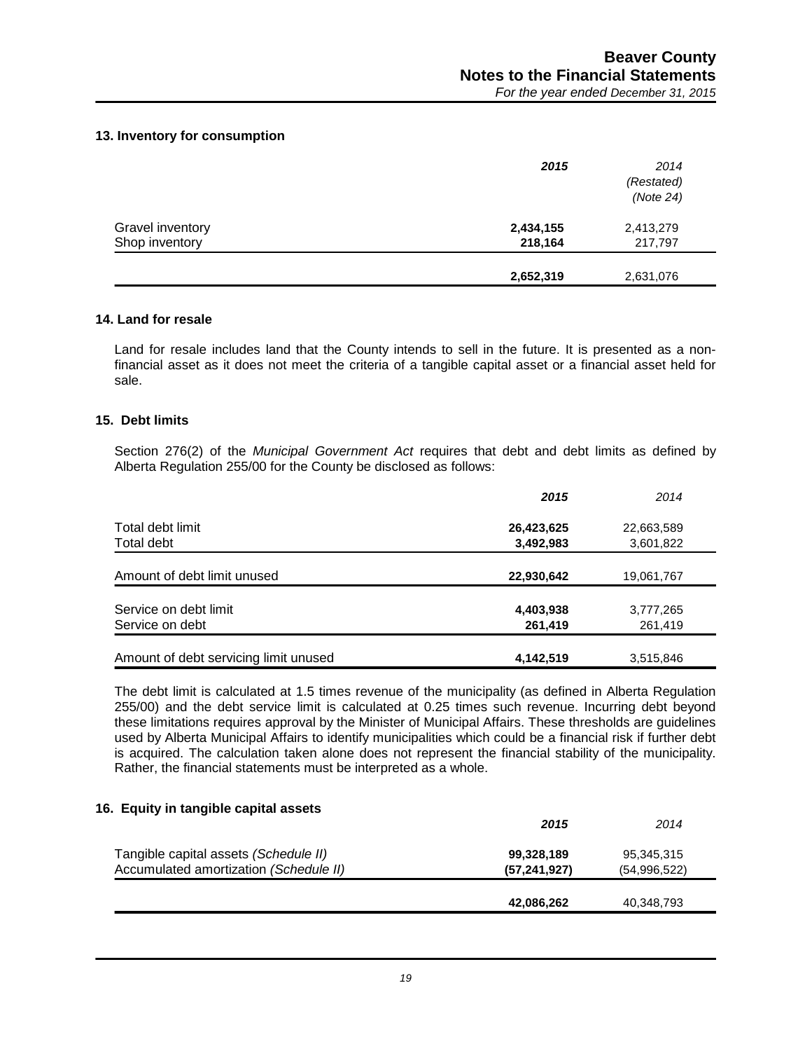## 13. Inventory for consumption

| | *2015* | *2014 (Restated) (Note 24)* |
|---|---|---|
| Gravel inventory | **2,434,155** | 2,413,279 |
| Shop inventory | **218,164** | 217,797 |
| | **2,652,319** | 2,631,076 |

## 14. Land for resale

Land for resale includes land that the County intends to sell in the future. It is presented as a non-financial asset as it does not meet the criteria of a tangible capital asset or a financial asset held for sale.

## 15. Debt limits

Section 276(2) of the *Municipal Government Act* requires that debt and debt limits as defined by Alberta Regulation 255/00 for the County be disclosed as follows:

| | *2015* | *2014* |
|---|---|---|
| Total debt limit | **26,423,625** | 22,663,589 |
| Total debt | **3,492,983** | 3,601,822 |
| Amount of debt limit unused | **22,930,642** | 19,061,767 |
| Service on debt limit | **4,403,938** | 3,777,265 |
| Service on debt | **261,419** | 261,419 |
| Amount of debt servicing limit unused | **4,142,519** | 3,515,846 |

The debt limit is calculated at 1.5 times revenue of the municipality (as defined in Alberta Regulation 255/00) and the debt service limit is calculated at 0.25 times such revenue. Incurring debt beyond these limitations requires approval by the Minister of Municipal Affairs. These thresholds are guidelines used by Alberta Municipal Affairs to identify municipalities which could be a financial risk if further debt is acquired. The calculation taken alone does not represent the financial stability of the municipality. Rather, the financial statements must be interpreted as a whole.

## 16. Equity in tangible capital assets

| | *2015* | *2014* |
|---|---|---|
| Tangible capital assets *(Schedule II)* | **99,328,189** | 95,345,315 |
| Accumulated amortization *(Schedule II)* | **(57,241,927)** | (54,996,522) |
| | **42,086,262** | 40,348,793 |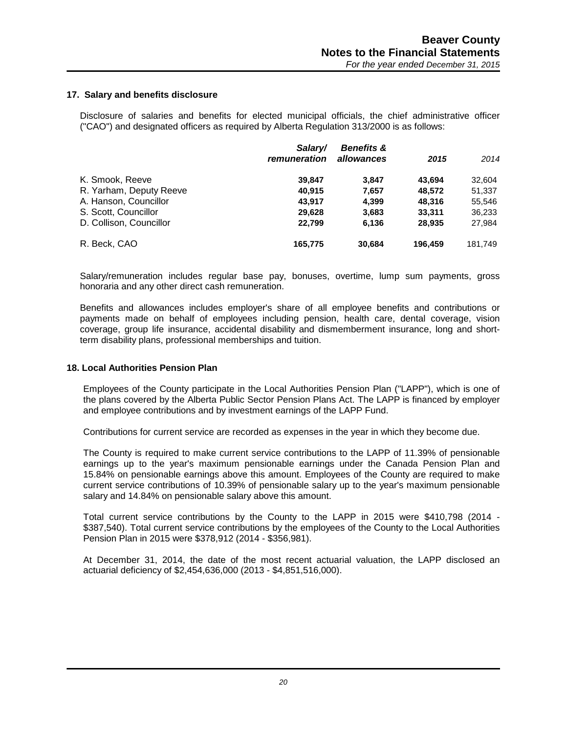### 17. Salary and benefits disclosure

Disclosure of salaries and benefits for elected municipal officials, the chief administrative officer ("CAO") and designated officers as required by Alberta Regulation 313/2000 is as follows:

| | *Salary/ remuneration* | *Benefits & allowances* | *2015* | *2014* |
|---|---|---|---|---|
| K. Smook, Reeve | **39,847** | **3,847** | **43,694** | 32,604 |
| R. Yarham, Deputy Reeve | **40,915** | **7,657** | **48,572** | 51,337 |
| A. Hanson, Councillor | **43,917** | **4,399** | **48,316** | 55,546 |
| S. Scott, Councillor | **29,628** | **3,683** | **33,311** | 36,233 |
| D. Collison, Councillor | **22,799** | **6,136** | **28,935** | 27,984 |
| R. Beck, CAO | **165,775** | **30,684** | **196,459** | 181,749 |

Salary/remuneration includes regular base pay, bonuses, overtime, lump sum payments, gross honoraria and any other direct cash remuneration.

Benefits and allowances includes employer's share of all employee benefits and contributions or payments made on behalf of employees including pension, health care, dental coverage, vision coverage, group life insurance, accidental disability and dismemberment insurance, long and short-term disability plans, professional memberships and tuition.

### 18. Local Authorities Pension Plan

Employees of the County participate in the Local Authorities Pension Plan ("LAPP"), which is one of the plans covered by the Alberta Public Sector Pension Plans Act. The LAPP is financed by employer and employee contributions and by investment earnings of the LAPP Fund.

Contributions for current service are recorded as expenses in the year in which they become due.

The County is required to make current service contributions to the LAPP of 11.39% of pensionable earnings up to the year's maximum pensionable earnings under the Canada Pension Plan and 15.84% on pensionable earnings above this amount. Employees of the County are required to make current service contributions of 10.39% of pensionable salary up to the year's maximum pensionable salary and 14.84% on pensionable salary above this amount.

Total current service contributions by the County to the LAPP in 2015 were $410,798 (2014 - $387,540). Total current service contributions by the employees of the County to the Local Authorities Pension Plan in 2015 were $378,912 (2014 - $356,981).

At December 31, 2014, the date of the most recent actuarial valuation, the LAPP disclosed an actuarial deficiency of $2,454,636,000 (2013 - $4,851,516,000).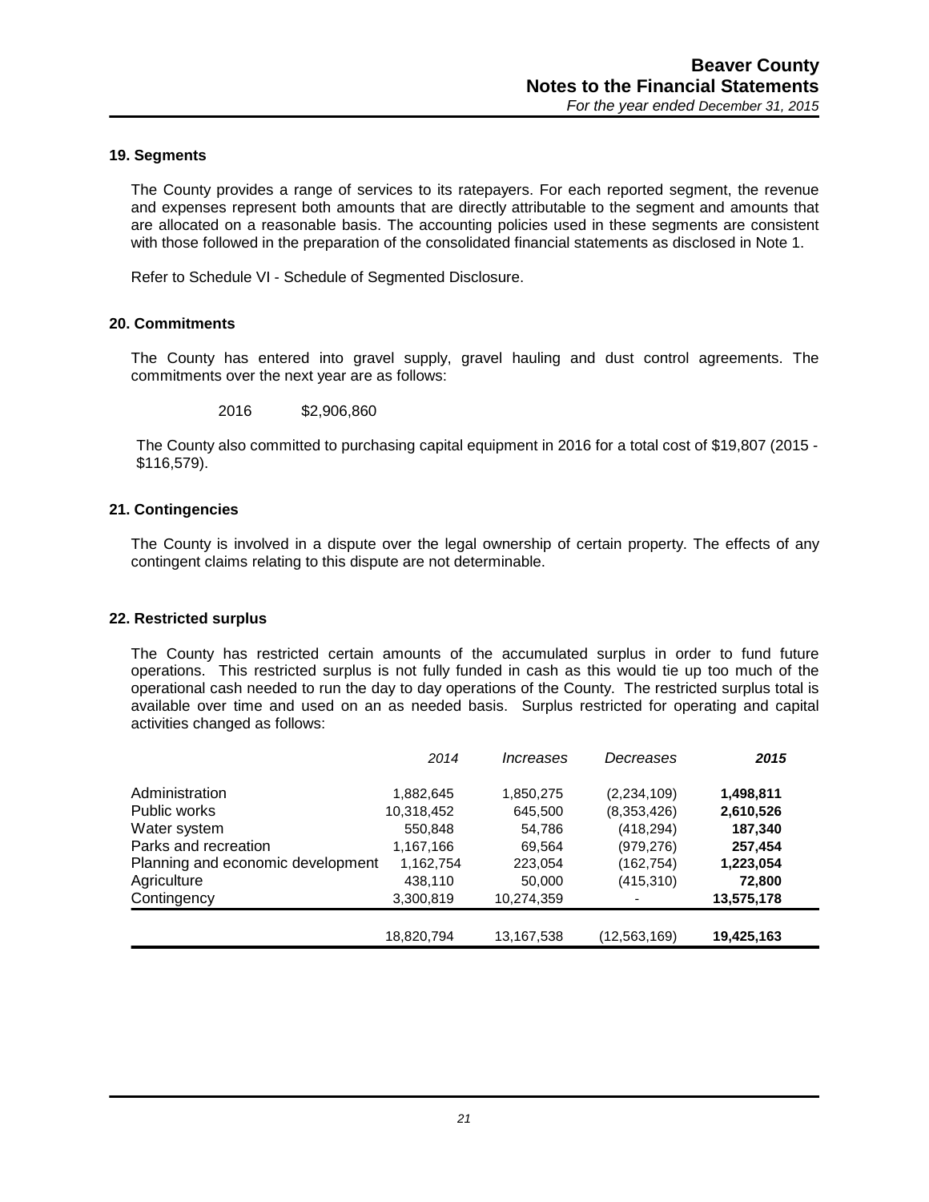## 19. Segments

The County provides a range of services to its ratepayers. For each reported segment, the revenue and expenses represent both amounts that are directly attributable to the segment and amounts that are allocated on a reasonable basis. The accounting policies used in these segments are consistent with those followed in the preparation of the consolidated financial statements as disclosed in Note 1.

Refer to Schedule VI - Schedule of Segmented Disclosure.

## 20. Commitments

The County has entered into gravel supply, gravel hauling and dust control agreements. The commitments over the next year are as follows:

| | |
|---|---|
| 2016 | $2,906,860 |

The County also committed to purchasing capital equipment in 2016 for a total cost of $19,807 (2015 - $116,579).

## 21. Contingencies

The County is involved in a dispute over the legal ownership of certain property. The effects of any contingent claims relating to this dispute are not determinable.

## 22. Restricted surplus

The County has restricted certain amounts of the accumulated surplus in order to fund future operations. This restricted surplus is not fully funded in cash as this would tie up too much of the operational cash needed to run the day to day operations of the County. The restricted surplus total is available over time and used on an as needed basis. Surplus restricted for operating and capital activities changed as follows:

| | *2014* | *Increases* | *Decreases* | ***2015*** |
|---|---|---|---|---|
| Administration | 1,882,645 | 1,850,275 | (2,234,109) | **1,498,811** |
| Public works | 10,318,452 | 645,500 | (8,353,426) | **2,610,526** |
| Water system | 550,848 | 54,786 | (418,294) | **187,340** |
| Parks and recreation | 1,167,166 | 69,564 | (979,276) | **257,454** |
| Planning and economic development | 1,162,754 | 223,054 | (162,754) | **1,223,054** |
| Agriculture | 438,110 | 50,000 | (415,310) | **72,800** |
| Contingency | 3,300,819 | 10,274,359 | - | **13,575,178** |
| | 18,820,794 | 13,167,538 | (12,563,169) | **19,425,163** |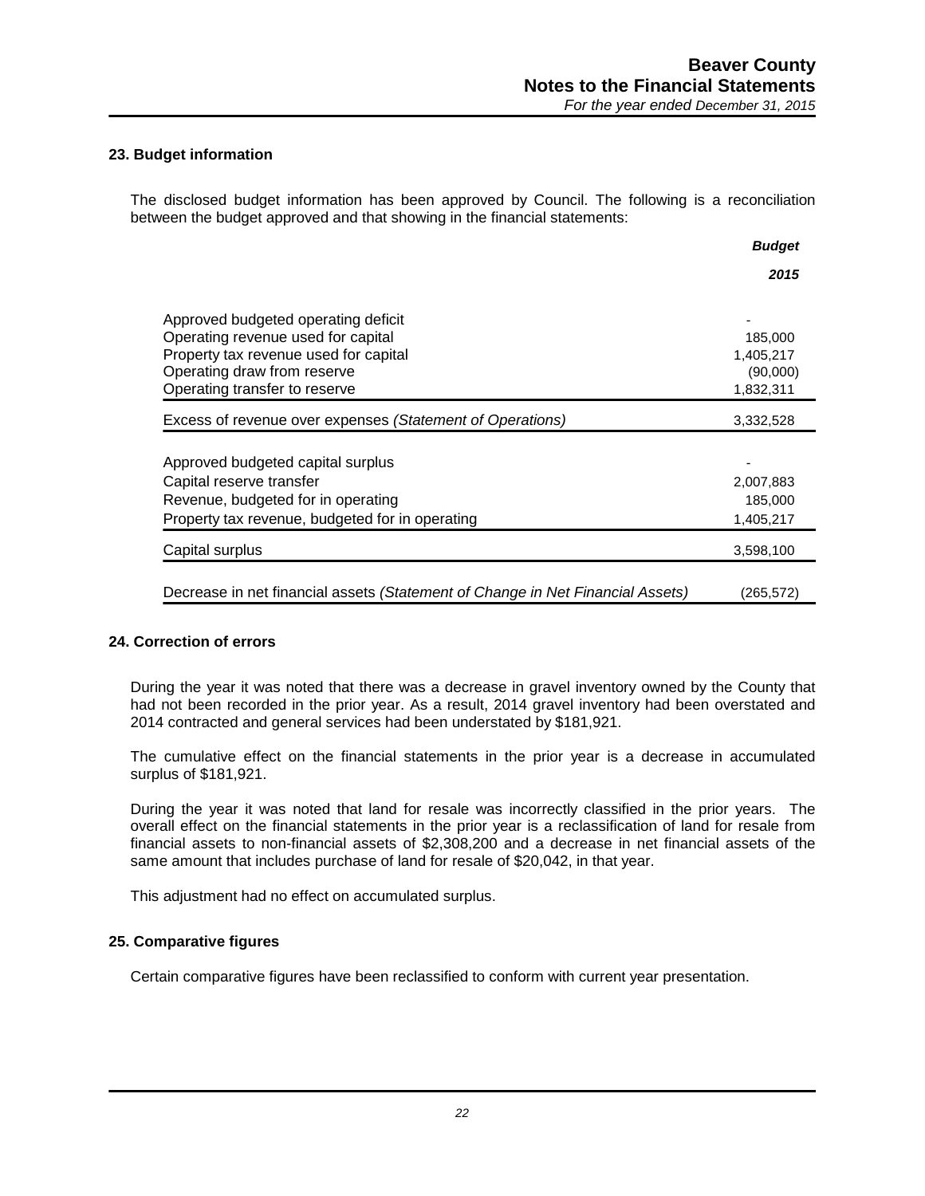## 23. Budget information

The disclosed budget information has been approved by Council. The following is a reconciliation between the budget approved and that showing in the financial statements:

| | ***Budget 2015*** |
|---|---|
| Approved budgeted operating deficit | - |
| Operating revenue used for capital | 185,000 |
| Property tax revenue used for capital | 1,405,217 |
| Operating draw from reserve | (90,000) |
| Operating transfer to reserve | 1,832,311 |
| Excess of revenue over expenses *(Statement of Operations)* | 3,332,528 |
| Approved budgeted capital surplus | - |
| Capital reserve transfer | 2,007,883 |
| Revenue, budgeted for in operating | 185,000 |
| Property tax revenue, budgeted for in operating | 1,405,217 |
| Capital surplus | 3,598,100 |
| Decrease in net financial assets *(Statement of Change in Net Financial Assets)* | (265,572) |

## 24. Correction of errors

During the year it was noted that there was a decrease in gravel inventory owned by the County that had not been recorded in the prior year. As a result, 2014 gravel inventory had been overstated and 2014 contracted and general services had been understated by $181,921.

The cumulative effect on the financial statements in the prior year is a decrease in accumulated surplus of $181,921.

During the year it was noted that land for resale was incorrectly classified in the prior years. The overall effect on the financial statements in the prior year is a reclassification of land for resale from financial assets to non-financial assets of $2,308,200 and a decrease in net financial assets of the same amount that includes purchase of land for resale of $20,042, in that year.

This adjustment had no effect on accumulated surplus.

## 25. Comparative figures

Certain comparative figures have been reclassified to conform with current year presentation.